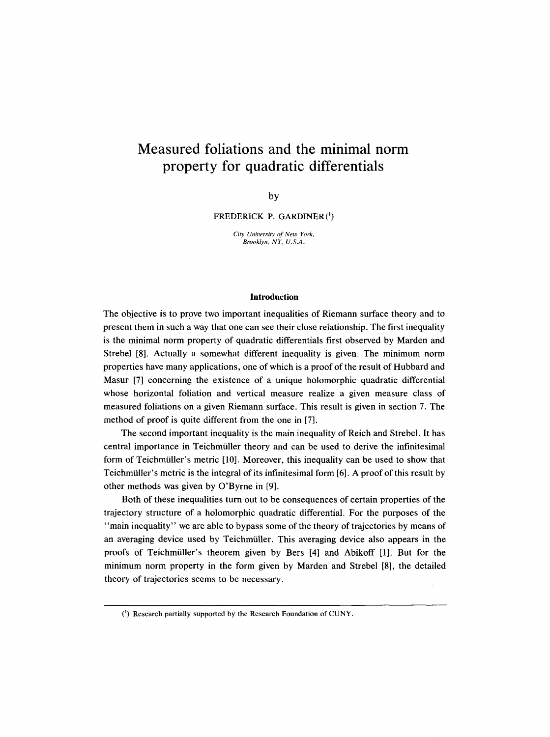# Measured foliations and the minimal norm property for quadratic differentials

by

FREDERICK P. GARDINER[1]

*City University of New York,*
*Brooklyn, NY, U.S.A.*

## Introduction

The objective is to prove two important inequalities of Riemann surface theory and to present them in such a way that one can see their close relationship. The first inequality is the minimal norm property of quadratic differentials first observed by Marden and Strebel [8]. Actually a somewhat different inequality is given. The minimum norm properties have many applications, one of which is a proof of the result of Hubbard and Masur [7] concerning the existence of a unique holomorphic quadratic differential whose horizontal foliation and vertical measure realize a given measure class of measured foliations on a given Riemann surface. This result is given in section 7. The method of proof is quite different from the one in [7].

The second important inequality is the main inequality of Reich and Strebel. It has central importance in Teichmüller theory and can be used to derive the infinitesimal form of Teichmüller's metric [10]. Moreover, this inequality can be used to show that Teichmüller's metric is the integral of its infinitesimal form [6]. A proof of this result by other methods was given by O'Byrne in [9].

Both of these inequalities turn out to be consequences of certain properties of the trajectory structure of a holomorphic quadratic differential. For the purposes of the "main inequality" we are able to bypass some of the theory of trajectories by means of an averaging device used by Teichmüller. This averaging device also appears in the proofs of Teichmüller's theorem given by Bers [4] and Abikoff [1]. But for the minimum norm property in the form given by Marden and Strebel [8], the detailed theory of trajectories seems to be necessary.

---

[1] Research partially supported by the Research Foundation of CUNY.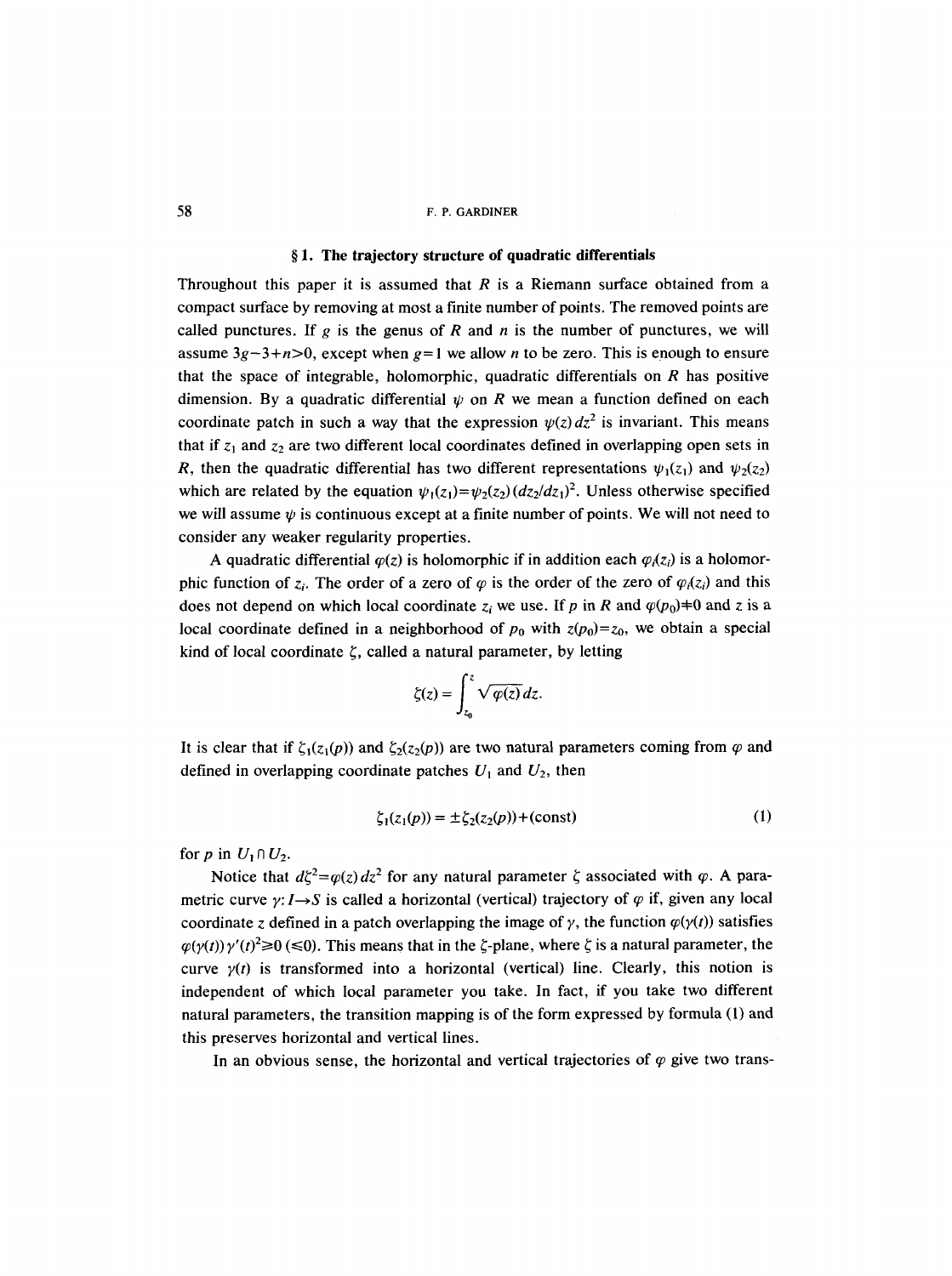## § 1. The trajectory structure of quadratic differentials

Throughout this paper it is assumed that $R$ is a Riemann surface obtained from a compact surface by removing at most a finite number of points. The removed points are called punctures. If $g$ is the genus of $R$ and $n$ is the number of punctures, we will assume $3g-3+n>0$, except when $g=1$ we allow $n$ to be zero. This is enough to ensure that the space of integrable, holomorphic, quadratic differentials on $R$ has positive dimension. By a quadratic differential $\psi$ on $R$ we mean a function defined on each coordinate patch in such a way that the expression $\psi(z)\,dz^2$ is invariant. This means that if $z_1$ and $z_2$ are two different local coordinates defined in overlapping open sets in $R$, then the quadratic differential has two different representations $\psi_1(z_1)$ and $\psi_2(z_2)$ which are related by the equation $\psi_1(z_1)=\psi_2(z_2)\,(dz_2/dz_1)^2$. Unless otherwise specified we will assume $\psi$ is continuous except at a finite number of points. We will not need to consider any weaker regularity properties.

A quadratic differential $\varphi(z)$ is holomorphic if in addition each $\varphi_i(z_i)$ is a holomorphic function of $z_i$. The order of a zero of $\varphi$ is the order of the zero of $\varphi_i(z_i)$ and this does not depend on which local coordinate $z_i$ we use. If $p$ in $R$ and $\varphi(p_0)\neq 0$ and $z$ is a local coordinate defined in a neighborhood of $p_0$ with $z(p_0)=z_0$, we obtain a special kind of local coordinate $\zeta$, called a natural parameter, by letting

$$\zeta(z) = \int_{z_0}^{z} \sqrt{\varphi(z)}\,dz.$$

It is clear that if $\zeta_1(z_1(p))$ and $\zeta_2(z_2(p))$ are two natural parameters coming from $\varphi$ and defined in overlapping coordinate patches $U_1$ and $U_2$, then

$$\zeta_1(z_1(p)) = \pm\zeta_2(z_2(p))+(\text{const}) \tag{1}$$

for $p$ in $U_1 \cap U_2$.

Notice that $d\zeta^2=\varphi(z)\,dz^2$ for any natural parameter $\zeta$ associated with $\varphi$. A parametric curve $\gamma\colon I\to S$ is called a horizontal (vertical) trajectory of $\varphi$ if, given any local coordinate $z$ defined in a patch overlapping the image of $\gamma$, the function $\varphi(\gamma(t))$ satisfies $\varphi(\gamma(t))\,\gamma'(t)^2\geq 0$ $(\leq 0)$. This means that in the $\zeta$-plane, where $\zeta$ is a natural parameter, the curve $\gamma(t)$ is transformed into a horizontal (vertical) line. Clearly, this notion is independent of which local parameter you take. In fact, if you take two different natural parameters, the transition mapping is of the form expressed by formula (1) and this preserves horizontal and vertical lines.

In an obvious sense, the horizontal and vertical trajectories of $\varphi$ give two trans-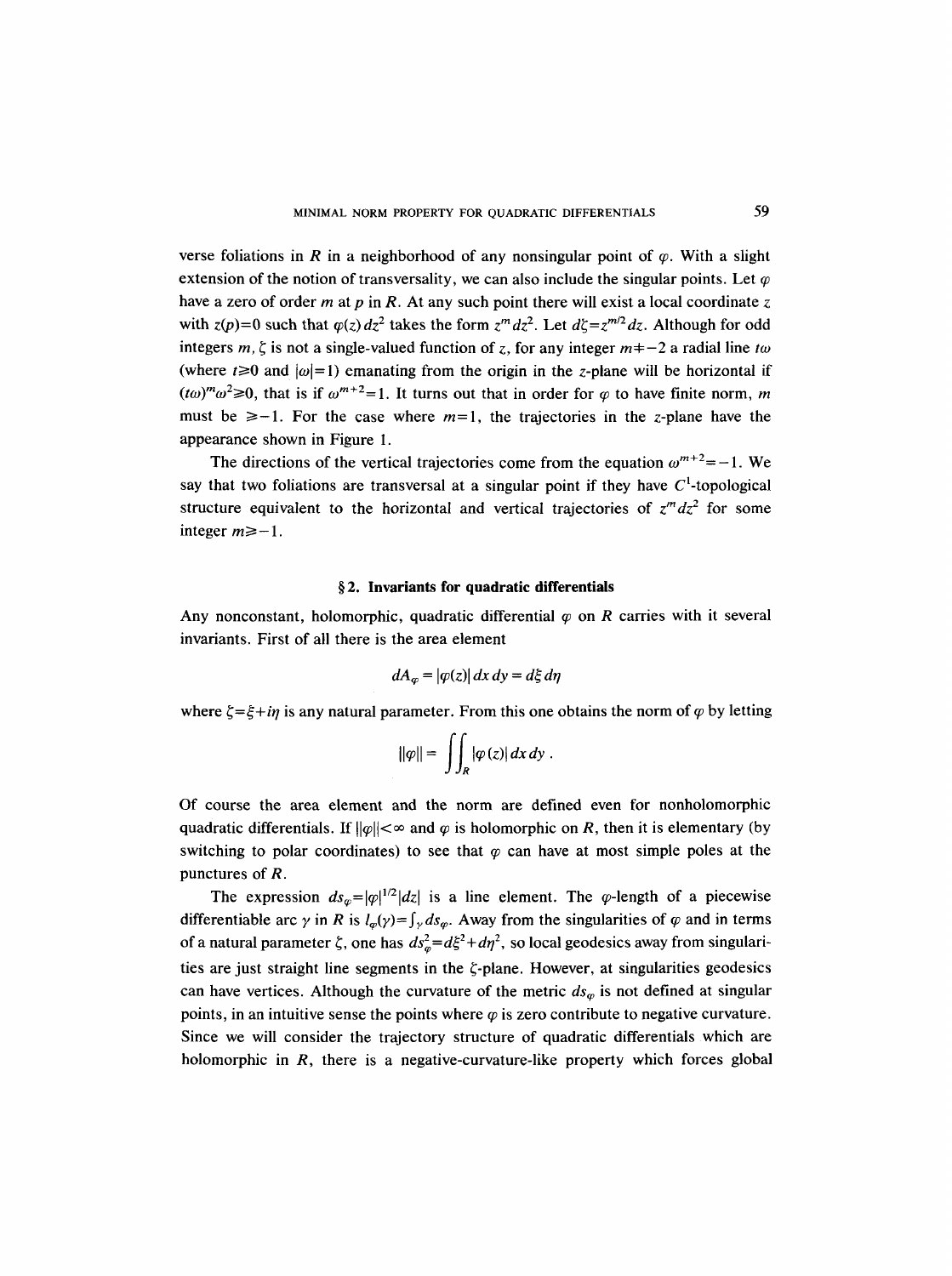verse foliations in $R$ in a neighborhood of any nonsingular point of $\varphi$. With a slight extension of the notion of transversality, we can also include the singular points. Let $\varphi$ have a zero of order $m$ at $p$ in $R$. At any such point there will exist a local coordinate $z$ with $z(p)=0$ such that $\varphi(z)\,dz^2$ takes the form $z^m dz^2$. Let $d\zeta = z^{m/2} dz$. Although for odd integers $m$, $\zeta$ is not a single-valued function of $z$, for any integer $m \neq -2$ a radial line $t\omega$ (where $t \geq 0$ and $|\omega|=1$) emanating from the origin in the $z$-plane will be horizontal if $(t\omega)^m \omega^2 \geq 0$, that is if $\omega^{m+2}=1$. It turns out that in order for $\varphi$ to have finite norm, $m$ must be $\geq -1$. For the case where $m=1$, the trajectories in the $z$-plane have the appearance shown in Figure 1.

The directions of the vertical trajectories come from the equation $\omega^{m+2}=-1$. We say that two foliations are transversal at a singular point if they have $C^1$-topological structure equivalent to the horizontal and vertical trajectories of $z^m dz^2$ for some integer $m \geq -1$.

## § 2. Invariants for quadratic differentials

Any nonconstant, holomorphic, quadratic differential $\varphi$ on $R$ carries with it several invariants. First of all there is the area element

$$dA_\varphi = |\varphi(z)|\,dx\,dy = d\xi\,d\eta$$

where $\zeta = \xi + i\eta$ is any natural parameter. From this one obtains the norm of $\varphi$ by letting

$$\|\varphi\| = \iint_R |\varphi(z)|\,dx\,dy\,.$$

Of course the area element and the norm are defined even for nonholomorphic quadratic differentials. If $\|\varphi\| < \infty$ and $\varphi$ is holomorphic on $R$, then it is elementary (by switching to polar coordinates) to see that $\varphi$ can have at most simple poles at the punctures of $R$.

The expression $ds_\varphi = |\varphi|^{1/2}|dz|$ is a line element. The $\varphi$-length of a piecewise differentiable arc $\gamma$ in $R$ is $l_\varphi(\gamma) = \int_\gamma ds_\varphi$. Away from the singularities of $\varphi$ and in terms of a natural parameter $\zeta$, one has $ds_\varphi^2 = d\xi^2 + d\eta^2$, so local geodesics away from singularities are just straight line segments in the $\zeta$-plane. However, at singularities geodesics can have vertices. Although the curvature of the metric $ds_\varphi$ is not defined at singular points, in an intuitive sense the points where $\varphi$ is zero contribute to negative curvature. Since we will consider the trajectory structure of quadratic differentials which are holomorphic in $R$, there is a negative-curvature-like property which forces global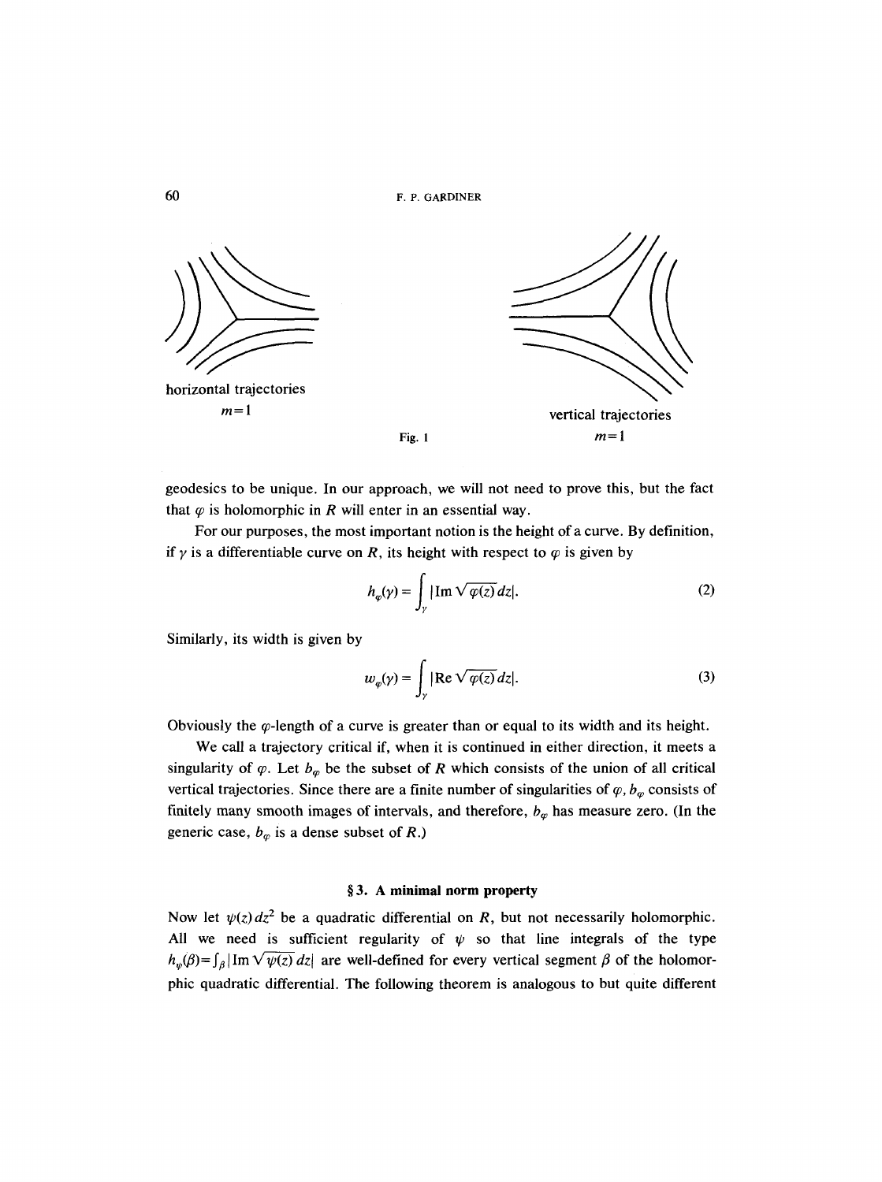horizontal trajectories

$m=1$

vertical trajectories

$m=1$

Fig. 1

geodesics to be unique. In our approach, we will not need to prove this, but the fact that $\varphi$ is holomorphic in $R$ will enter in an essential way.

For our purposes, the most important notion is the height of a curve. By definition, if $\gamma$ is a differentiable curve on $R$, its height with respect to $\varphi$ is given by

$$h_\varphi(\gamma) = \int_\gamma |\operatorname{Im} \sqrt{\varphi(z)}\, dz|. \tag{2}$$

Similarly, its width is given by

$$w_\varphi(\gamma) = \int_\gamma |\operatorname{Re} \sqrt{\varphi(z)}\, dz|. \tag{3}$$

Obviously the $\varphi$-length of a curve is greater than or equal to its width and its height.

We call a trajectory critical if, when it is continued in either direction, it meets a singularity of $\varphi$. Let $b_\varphi$ be the subset of $R$ which consists of the union of all critical vertical trajectories. Since there are a finite number of singularities of $\varphi$, $b_\varphi$ consists of finitely many smooth images of intervals, and therefore, $b_\varphi$ has measure zero. (In the generic case, $b_\varphi$ is a dense subset of $R$.)

## § 3. A minimal norm property

Now let $\psi(z)\,dz^2$ be a quadratic differential on $R$, but not necessarily holomorphic. All we need is sufficient regularity of $\psi$ so that line integrals of the type $h_\psi(\beta) = \int_\beta |\operatorname{Im} \sqrt{\psi(z)}\, dz|$ are well-defined for every vertical segment $\beta$ of the holomorphic quadratic differential. The following theorem is analogous to but quite different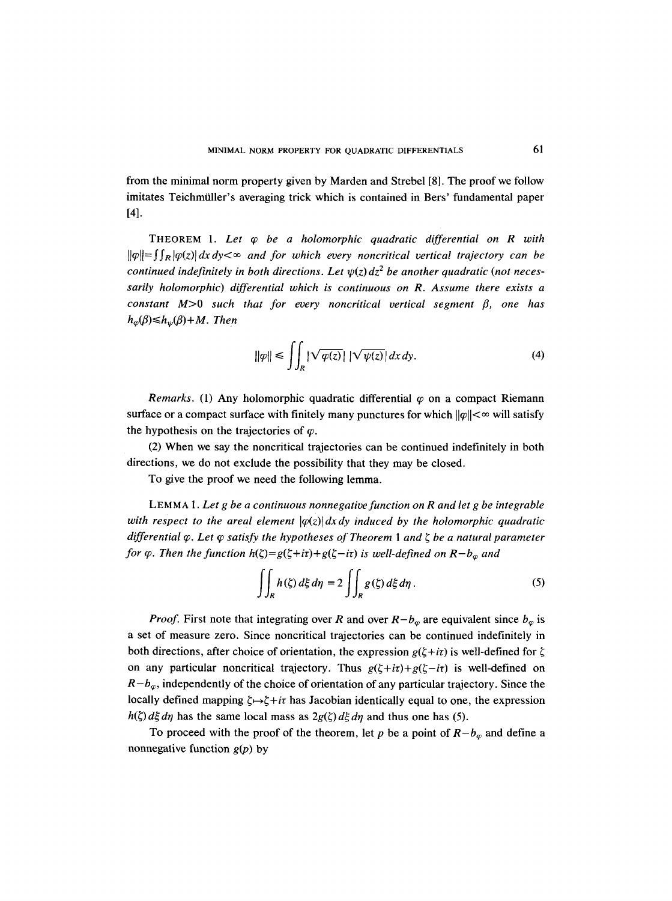from the minimal norm property given by Marden and Strebel [8]. The proof we follow imitates Teichmüller's averaging trick which is contained in Bers' fundamental paper [4].

THEOREM 1. *Let $\varphi$ be a holomorphic quadratic differential on $R$ with $\|\varphi\| = \iint_R |\varphi(z)|\, dx\, dy < \infty$ and for which every noncritical vertical trajectory can be continued indefinitely in both directions. Let $\psi(z)\, dz^2$ be another quadratic (not necessarily holomorphic) differential which is continuous on $R$. Assume there exists a constant $M > 0$ such that for every noncritical vertical segment $\beta$, one has $h_\varphi(\beta) \leq h_\psi(\beta) + M$. Then*

$$\|\varphi\| \leq \iint_R |\sqrt{\varphi(z)}|\, |\sqrt{\psi(z)}|\, dx\, dy. \tag{4}$$

*Remarks.* (1) Any holomorphic quadratic differential $\varphi$ on a compact Riemann surface or a compact surface with finitely many punctures for which $\|\varphi\| < \infty$ will satisfy the hypothesis on the trajectories of $\varphi$.

(2) When we say the noncritical trajectories can be continued indefinitely in both directions, we do not exclude the possibility that they may be closed.

To give the proof we need the following lemma.

LEMMA 1. *Let $g$ be a continuous nonnegative function on $R$ and let $g$ be integrable with respect to the areal element $|\varphi(z)|\, dx\, dy$ induced by the holomorphic quadratic differential $\varphi$. Let $\varphi$ satisfy the hypotheses of Theorem 1 and $\zeta$ be a natural parameter for $\varphi$. Then the function $h(\zeta) = g(\zeta + i\tau) + g(\zeta - i\tau)$ is well-defined on $R - b_\varphi$ and*

$$\iint_R h(\zeta)\, d\xi\, d\eta = 2 \iint_R g(\zeta)\, d\xi\, d\eta. \tag{5}$$

*Proof.* First note that integrating over $R$ and over $R - b_\varphi$ are equivalent since $b_\varphi$ is a set of measure zero. Since noncritical trajectories can be continued indefinitely in both directions, after choice of orientation, the expression $g(\zeta + i\tau)$ is well-defined for $\zeta$ on any particular noncritical trajectory. Thus $g(\zeta + i\tau) + g(\zeta - i\tau)$ is well-defined on $R - b_\varphi$, independently of the choice of orientation of any particular trajectory. Since the locally defined mapping $\zeta \mapsto \zeta + i\tau$ has Jacobian identically equal to one, the expression $h(\zeta)\, d\xi\, d\eta$ has the same local mass as $2g(\zeta)\, d\xi\, d\eta$ and thus one has (5).

To proceed with the proof of the theorem, let $p$ be a point of $R - b_\varphi$ and define a nonnegative function $g(p)$ by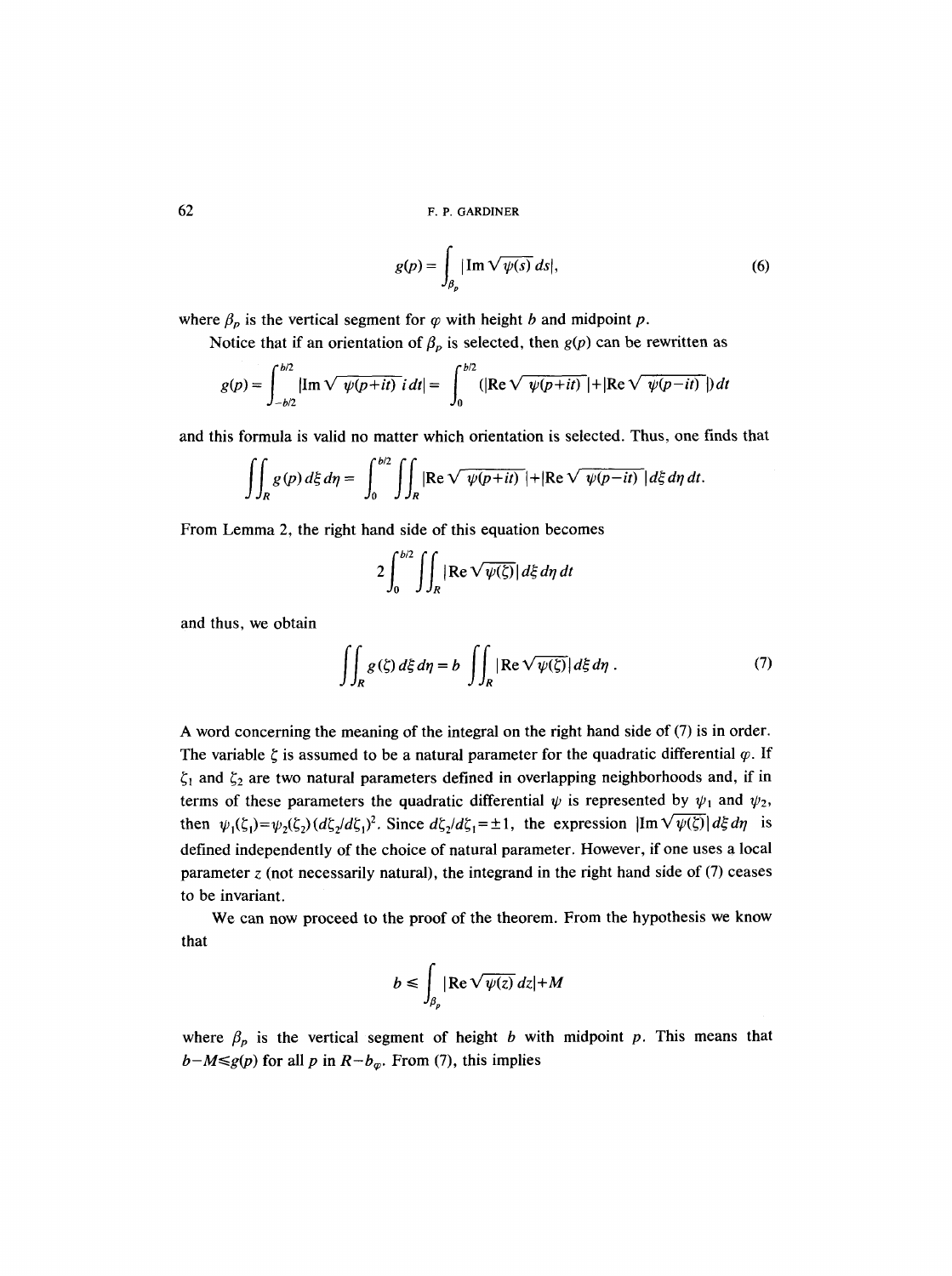$$g(p) = \int_{\beta_p} |\mathrm{Im}\sqrt{\psi(s)}\, ds|, \tag{6}$$

where $\beta_p$ is the vertical segment for $\varphi$ with height $b$ and midpoint $p$.

Notice that if an orientation of $\beta_p$ is selected, then $g(p)$ can be rewritten as

$$g(p) = \int_{-b/2}^{b/2} |\mathrm{Im}\sqrt{\psi(p+it)}\, i\, dt| = \int_0^{b/2} (|\mathrm{Re}\sqrt{\psi(p+it)}\,| + |\mathrm{Re}\sqrt{\psi(p-it)}\,|)\, dt$$

and this formula is valid no matter which orientation is selected. Thus, one finds that

$$\iint_R g(p)\, d\xi\, d\eta = \int_0^{b/2} \iint_R |\mathrm{Re}\sqrt{\psi(p+it)}\,| + |\mathrm{Re}\sqrt{\psi(p-it)}\,|\, d\xi\, d\eta\, dt.$$

From Lemma 2, the right hand side of this equation becomes

$$2\int_0^{b/2} \iint_R |\mathrm{Re}\sqrt{\psi(\zeta)}|\, d\xi\, d\eta\, dt$$

and thus, we obtain

$$\iint_R g(\zeta)\, d\xi\, d\eta = b \iint_R |\mathrm{Re}\sqrt{\psi(\zeta)}|\, d\xi\, d\eta\,. \tag{7}$$

A word concerning the meaning of the integral on the right hand side of (7) is in order. The variable $\zeta$ is assumed to be a natural parameter for the quadratic differential $\varphi$. If $\zeta_1$ and $\zeta_2$ are two natural parameters defined in overlapping neighborhoods and, if in terms of these parameters the quadratic differential $\psi$ is represented by $\psi_1$ and $\psi_2$, then $\psi_1(\zeta_1) = \psi_2(\zeta_2)(d\zeta_2/d\zeta_1)^2$. Since $d\zeta_2/d\zeta_1 = \pm 1$, the expression $|\mathrm{Im}\sqrt{\psi(\zeta)}|\, d\xi\, d\eta$ is defined independently of the choice of natural parameter. However, if one uses a local parameter $z$ (not necessarily natural), the integrand in the right hand side of (7) ceases to be invariant.

We can now proceed to the proof of the theorem. From the hypothesis we know that

$$b \leq \int_{\beta_p} |\mathrm{Re}\sqrt{\psi(z)}\, dz| + M$$

where $\beta_p$ is the vertical segment of height $b$ with midpoint $p$. This means that $b - M \leq g(p)$ for all $p$ in $R - b_\varphi$. From (7), this implies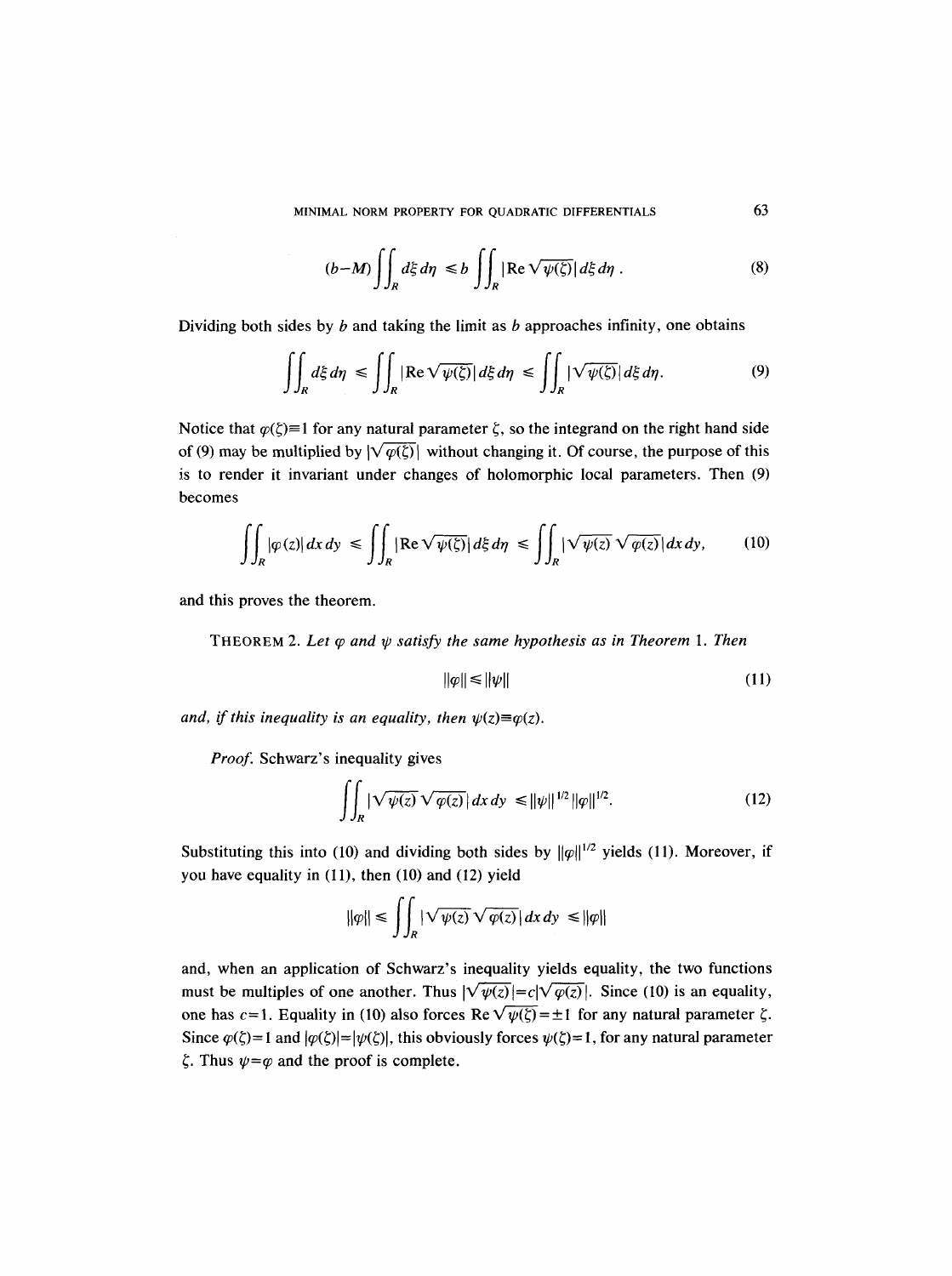$$(b-M)\iint_R d\xi\, d\eta \leqslant b \iint_R |\operatorname{Re}\sqrt{\psi(\zeta)}|\, d\xi\, d\eta\,. \tag{8}$$

Dividing both sides by $b$ and taking the limit as $b$ approaches infinity, one obtains

$$\iint_R d\xi\, d\eta \leqslant \iint_R |\operatorname{Re}\sqrt{\psi(\zeta)}|\, d\xi\, d\eta \leqslant \iint_R |\sqrt{\psi(\zeta)}|\, d\xi\, d\eta. \tag{9}$$

Notice that $\varphi(\zeta)\equiv 1$ for any natural parameter $\zeta$, so the integrand on the right hand side of (9) may be multiplied by $|\sqrt{\varphi(\zeta)}|$ without changing it. Of course, the purpose of this is to render it invariant under changes of holomorphic local parameters. Then (9) becomes

$$\iint_R |\varphi(z)|\, dx\, dy \leqslant \iint_R |\operatorname{Re}\sqrt{\psi(\zeta)}|\, d\xi\, d\eta \leqslant \iint_R |\sqrt{\psi(z)}\sqrt{\varphi(z)}|\, dx\, dy, \tag{10}$$

and this proves the theorem.

THEOREM 2. *Let $\varphi$ and $\psi$ satisfy the same hypothesis as in Theorem* 1. *Then*

$$\|\varphi\| \leqslant \|\psi\| \tag{11}$$

*and, if this inequality is an equality, then $\psi(z)\equiv\varphi(z)$.*

*Proof.* Schwarz's inequality gives

$$\iint_R |\sqrt{\psi(z)}\sqrt{\varphi(z)}|\, dx\, dy \leqslant \|\psi\|^{1/2}\|\varphi\|^{1/2}. \tag{12}$$

Substituting this into (10) and dividing both sides by $\|\varphi\|^{1/2}$ yields (11). Moreover, if you have equality in (11), then (10) and (12) yield

$$\|\varphi\| \leqslant \iint_R |\sqrt{\psi(z)}\sqrt{\varphi(z)}|\, dx\, dy \leqslant \|\varphi\|$$

and, when an application of Schwarz's inequality yields equality, the two functions must be multiples of one another. Thus $|\sqrt{\psi(z)}|=c|\sqrt{\varphi(z)}|$. Since (10) is an equality, one has $c=1$. Equality in (10) also forces $\operatorname{Re}\sqrt{\psi(\zeta)}=\pm 1$ for any natural parameter $\zeta$. Since $\varphi(\zeta)=1$ and $|\varphi(\zeta)|=|\psi(\zeta)|$, this obviously forces $\psi(\zeta)=1$, for any natural parameter $\zeta$. Thus $\psi=\varphi$ and the proof is complete.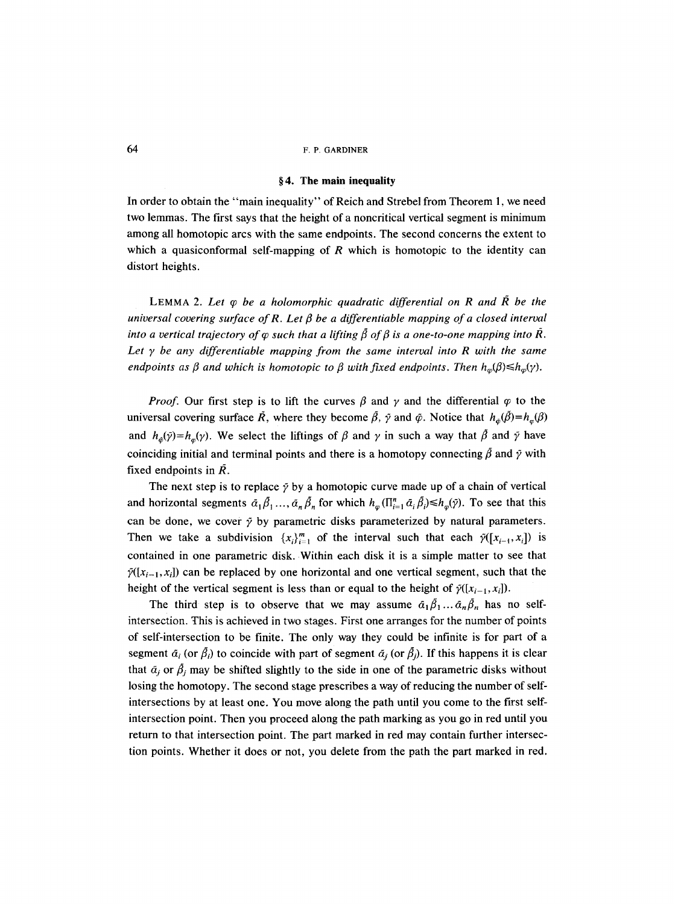## § 4. The main inequality

In order to obtain the "main inequality" of Reich and Strebel from Theorem 1, we need two lemmas. The first says that the height of a noncritical vertical segment is minimum among all homotopic arcs with the same endpoints. The second concerns the extent to which a quasiconformal self-mapping of $R$ which is homotopic to the identity can distort heights.

LEMMA 2. *Let $\varphi$ be a holomorphic quadratic differential on $R$ and $\tilde{R}$ be the universal covering surface of $R$. Let $\beta$ be a differentiable mapping of a closed interval into a vertical trajectory of $\varphi$ such that a lifting $\tilde{\beta}$ of $\beta$ is a one-to-one mapping into $\tilde{R}$. Let $\gamma$ be any differentiable mapping from the same interval into $R$ with the same endpoints as $\beta$ and which is homotopic to $\beta$ with fixed endpoints. Then $h_\varphi(\beta) \leq h_\varphi(\gamma)$.*

*Proof.* Our first step is to lift the curves $\beta$ and $\gamma$ and the differential $\varphi$ to the universal covering surface $\tilde{R}$, where they become $\tilde{\beta}$, $\tilde{\gamma}$ and $\tilde{\varphi}$. Notice that $h_{\tilde{\varphi}}(\tilde{\beta}) = h_\varphi(\beta)$ and $h_{\tilde{\varphi}}(\tilde{\gamma}) = h_\varphi(\gamma)$. We select the liftings of $\beta$ and $\gamma$ in such a way that $\tilde{\beta}$ and $\tilde{\gamma}$ have coinciding initial and terminal points and there is a homotopy connecting $\tilde{\beta}$ and $\tilde{\gamma}$ with fixed endpoints in $\tilde{R}$.

The next step is to replace $\tilde{\gamma}$ by a homotopic curve made up of a chain of vertical and horizontal segments $\tilde{\alpha}_1 \tilde{\beta}_1 \ldots, \tilde{\alpha}_n \tilde{\beta}_n$ for which $h_\varphi(\Pi_{i=1}^n \tilde{\alpha}_i \tilde{\beta}_i) \leq h_\varphi(\tilde{\gamma})$. To see that this can be done, we cover $\tilde{\gamma}$ by parametric disks parameterized by natural parameters. Then we take a subdivision $\{x_i\}_{i=1}^m$ of the interval such that each $\tilde{\gamma}([x_{i-1}, x_i])$ is contained in one parametric disk. Within each disk it is a simple matter to see that $\tilde{\gamma}([x_{i-1}, x_i])$ can be replaced by one horizontal and one vertical segment, such that the height of the vertical segment is less than or equal to the height of $\tilde{\gamma}([x_{i-1}, x_i])$.

The third step is to observe that we may assume $\tilde{\alpha}_1 \tilde{\beta}_1 \ldots \tilde{\alpha}_n \tilde{\beta}_n$ has no self-intersection. This is achieved in two stages. First one arranges for the number of points of self-intersection to be finite. The only way they could be infinite is for part of a segment $\tilde{\alpha}_i$ (or $\tilde{\beta}_i$) to coincide with part of segment $\tilde{\alpha}_j$ (or $\tilde{\beta}_j$). If this happens it is clear that $\tilde{\alpha}_j$ or $\tilde{\beta}_j$ may be shifted slightly to the side in one of the parametric disks without losing the homotopy. The second stage prescribes a way of reducing the number of self-intersections by at least one. You move along the path until you come to the first self-intersection point. Then you proceed along the path marking as you go in red until you return to that intersection point. The part marked in red may contain further intersection points. Whether it does or not, you delete from the path the part marked in red.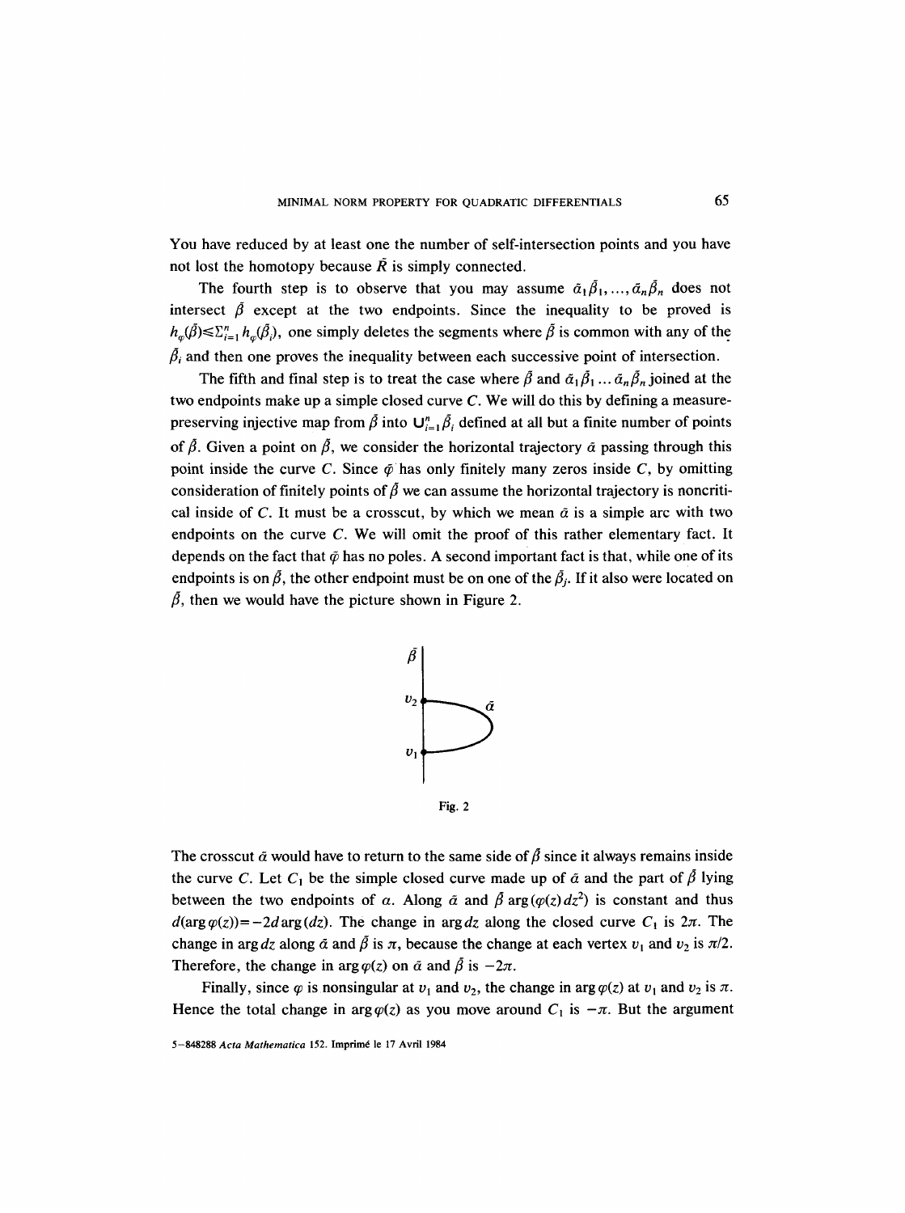You have reduced by at least one the number of self-intersection points and you have not lost the homotopy because $\tilde{R}$ is simply connected.

The fourth step is to observe that you may assume $\tilde{\alpha}_1\tilde{\beta}_1, \ldots, \tilde{\alpha}_n\tilde{\beta}_n$ does not intersect $\tilde{\beta}$ except at the two endpoints. Since the inequality to be proved is $h_\varphi(\tilde{\beta}) \leqslant \sum_{i=1}^n h_\varphi(\tilde{\beta}_i)$, one simply deletes the segments where $\tilde{\beta}$ is common with any of the $\tilde{\beta}_i$ and then one proves the inequality between each successive point of intersection.

The fifth and final step is to treat the case where $\tilde{\beta}$ and $\tilde{\alpha}_1\tilde{\beta}_1 \ldots \tilde{\alpha}_n\tilde{\beta}_n$ joined at the two endpoints make up a simple closed curve $C$. We will do this by defining a measure-preserving injective map from $\tilde{\beta}$ into $\bigcup_{i=1}^n \tilde{\beta}_i$ defined at all but a finite number of points of $\tilde{\beta}$. Given a point on $\tilde{\beta}$, we consider the horizontal trajectory $\tilde{\alpha}$ passing through this point inside the curve $C$. Since $\tilde{\varphi}$ has only finitely many zeros inside $C$, by omitting consideration of finitely points of $\tilde{\beta}$ we can assume the horizontal trajectory is noncritical inside of $C$. It must be a crosscut, by which we mean $\tilde{\alpha}$ is a simple arc with two endpoints on the curve $C$. We will omit the proof of this rather elementary fact. It depends on the fact that $\tilde{\varphi}$ has no poles. A second important fact is that, while one of its endpoints is on $\tilde{\beta}$, the other endpoint must be on one of the $\tilde{\beta}_j$. If it also were located on $\tilde{\beta}$, then we would have the picture shown in Figure 2.

Fig. 2

The crosscut $\tilde{\alpha}$ would have to return to the same side of $\tilde{\beta}$ since it always remains inside the curve $C$. Let $C_1$ be the simple closed curve made up of $\tilde{\alpha}$ and the part of $\tilde{\beta}$ lying between the two endpoints of $\alpha$. Along $\tilde{\alpha}$ and $\tilde{\beta}$ $\arg(\varphi(z)\,dz^2)$ is constant and thus $d(\arg\varphi(z)) = -2d\arg(dz)$. The change in $\arg dz$ along the closed curve $C_1$ is $2\pi$. The change in $\arg dz$ along $\tilde{\alpha}$ and $\tilde{\beta}$ is $\pi$, because the change at each vertex $v_1$ and $v_2$ is $\pi/2$. Therefore, the change in $\arg\varphi(z)$ on $\tilde{\alpha}$ and $\tilde{\beta}$ is $-2\pi$.

Finally, since $\varphi$ is nonsingular at $v_1$ and $v_2$, the change in $\arg\varphi(z)$ at $v_1$ and $v_2$ is $\pi$. Hence the total change in $\arg\varphi(z)$ as you move around $C_1$ is $-\pi$. But the argument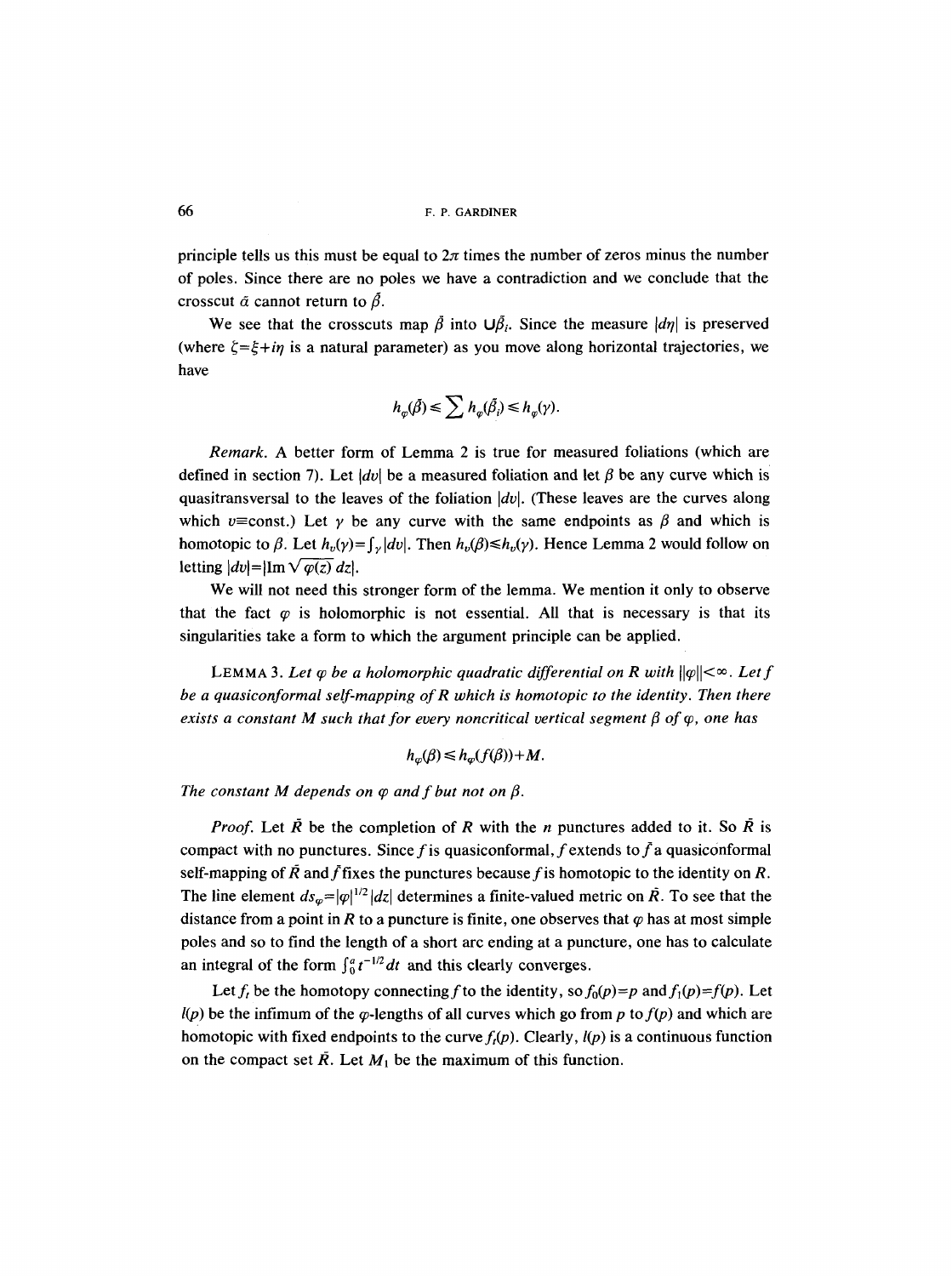principle tells us this must be equal to $2\pi$ times the number of zeros minus the number of poles. Since there are no poles we have a contradiction and we conclude that the crosscut $\tilde{\alpha}$ cannot return to $\tilde{\beta}$.

We see that the crosscuts map $\tilde{\beta}$ into $\bigcup \tilde{\beta}_i$. Since the measure $|d\eta|$ is preserved (where $\zeta=\xi+i\eta$ is a natural parameter) as you move along horizontal trajectories, we have

$$h_\varphi(\tilde{\beta}) \leq \sum h_\varphi(\tilde{\beta}_i) \leq h_\varphi(\gamma).$$

*Remark.* A better form of Lemma 2 is true for measured foliations (which are defined in section 7). Let $|dv|$ be a measured foliation and let $\beta$ be any curve which is quasitransversal to the leaves of the foliation $|dv|$. (These leaves are the curves along which $v\equiv$const.) Let $\gamma$ be any curve with the same endpoints as $\beta$ and which is homotopic to $\beta$. Let $h_v(\gamma)=\int_\gamma |dv|$. Then $h_v(\beta)\leq h_v(\gamma)$. Hence Lemma 2 would follow on letting $|dv|=|\mathrm{Im}\sqrt{\varphi(z)}\,dz|$.

We will not need this stronger form of the lemma. We mention it only to observe that the fact $\varphi$ is holomorphic is not essential. All that is necessary is that its singularities take a form to which the argument principle can be applied.

LEMMA 3. *Let $\varphi$ be a holomorphic quadratic differential on $R$ with $\|\varphi\|<\infty$. Let $f$ be a quasiconformal self-mapping of $R$ which is homotopic to the identity. Then there exists a constant $M$ such that for every noncritical vertical segment $\beta$ of $\varphi$, one has*

$$h_\varphi(\beta) \leq h_\varphi(f(\beta))+M.$$

*The constant $M$ depends on $\varphi$ and $f$ but not on $\beta$.*

*Proof.* Let $\bar{R}$ be the completion of $R$ with the $n$ punctures added to it. So $\bar{R}$ is compact with no punctures. Since $f$ is quasiconformal, $f$ extends to $\bar{f}$ a quasiconformal self-mapping of $\bar{R}$ and $\bar{f}$ fixes the punctures because $f$ is homotopic to the identity on $R$. The line element $ds_\varphi=|\varphi|^{1/2}|dz|$ determines a finite-valued metric on $\bar{R}$. To see that the distance from a point in $R$ to a puncture is finite, one observes that $\varphi$ has at most simple poles and so to find the length of a short arc ending at a puncture, one has to calculate an integral of the form $\int_0^a t^{-1/2}\,dt$ and this clearly converges.

Let $f_t$ be the homotopy connecting $f$ to the identity, so $f_0(p)=p$ and $f_1(p)=f(p)$. Let $l(p)$ be the infimum of the $\varphi$-lengths of all curves which go from $p$ to $f(p)$ and which are homotopic with fixed endpoints to the curve $f_t(p)$. Clearly, $l(p)$ is a continuous function on the compact set $\bar{R}$. Let $M_1$ be the maximum of this function.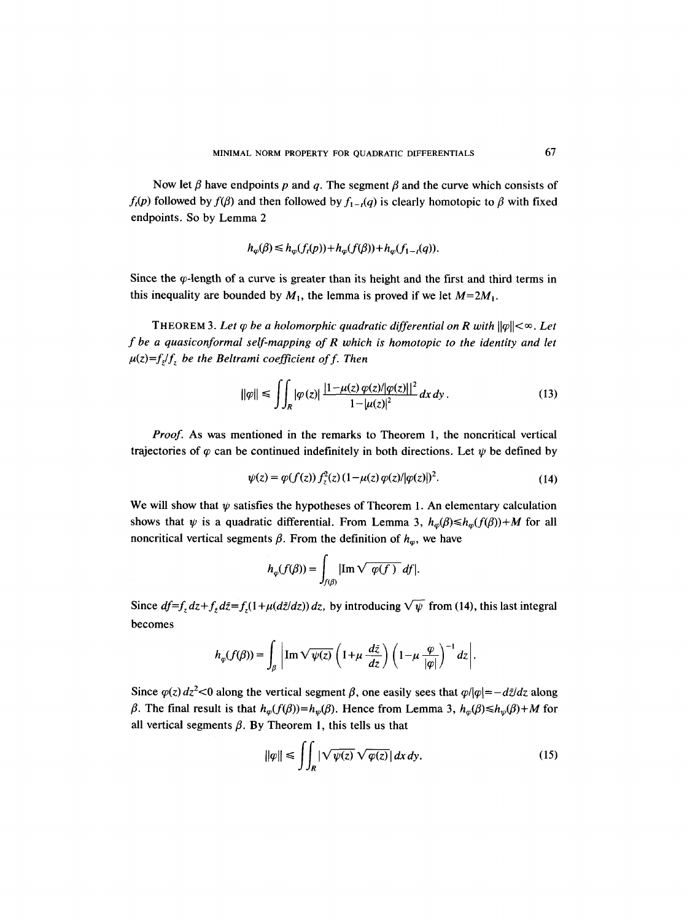Now let $\beta$ have endpoints $p$ and $q$. The segment $\beta$ and the curve which consists of $f_t(p)$ followed by $f(\beta)$ and then followed by $f_{1-t}(q)$ is clearly homotopic to $\beta$ with fixed endpoints. So by Lemma 2

$$h_\varphi(\beta) \leqslant h_\varphi(f_t(p)) + h_\varphi(f(\beta)) + h_\varphi(f_{1-t}(q)).$$

Since the $\varphi$-length of a curve is greater than its height and the first and third terms in this inequality are bounded by $M_1$, the lemma is proved if we let $M = 2M_1$.

**THEOREM 3.** *Let $\varphi$ be a holomorphic quadratic differential on $R$ with $\|\varphi\| < \infty$. Let $f$ be a quasiconformal self-mapping of $R$ which is homotopic to the identity and let $\mu(z) = f_{\bar{z}}/f_z$ be the Beltrami coefficient of $f$. Then*

$$\|\varphi\| \leqslant \iint_R |\varphi(z)| \frac{|1 - \mu(z)\,\varphi(z)/|\varphi(z)||^2}{1 - |\mu(z)|^2}\, dx\, dy. \tag{13}$$

*Proof.* As was mentioned in the remarks to Theorem 1, the noncritical vertical trajectories of $\varphi$ can be continued indefinitely in both directions. Let $\psi$ be defined by

$$\psi(z) = \varphi(f(z))\, f_z^2(z)\,(1 - \mu(z)\,\varphi(z)/|\varphi(z)|)^2. \tag{14}$$

We will show that $\psi$ satisfies the hypotheses of Theorem 1. An elementary calculation shows that $\psi$ is a quadratic differential. From Lemma 3, $h_\varphi(\beta) \leqslant h_\varphi(f(\beta)) + M$ for all noncritical vertical segments $\beta$. From the definition of $h_\varphi$, we have

$$h_\varphi(f(\beta)) = \int_{f(\beta)} |\operatorname{Im} \sqrt{\varphi(f)}\; df|.$$

Since $df = f_z\, dz + f_{\bar{z}}\, d\bar{z} = f_z(1 + \mu(d\bar{z}/dz))\, dz$, by introducing $\sqrt{\psi}$ from (14), this last integral becomes

$$h_\varphi(f(\beta)) = \int_\beta \left| \operatorname{Im} \sqrt{\psi(z)} \left(1 + \mu \frac{d\bar{z}}{dz}\right) \left(1 - \mu \frac{\varphi}{|\varphi|}\right)^{-1} dz \right|.$$

Since $\varphi(z)\, dz^2 < 0$ along the vertical segment $\beta$, one easily sees that $\varphi/|\varphi| = -d\bar{z}/dz$ along $\beta$. The final result is that $h_\varphi(f(\beta)) = h_\psi(\beta)$. Hence from Lemma 3, $h_\varphi(\beta) \leqslant h_\psi(\beta) + M$ for all vertical segments $\beta$. By Theorem 1, this tells us that

$$\|\varphi\| \leqslant \iint_R |\sqrt{\psi(z)}\, \sqrt{\varphi(z)}|\, dx\, dy. \tag{15}$$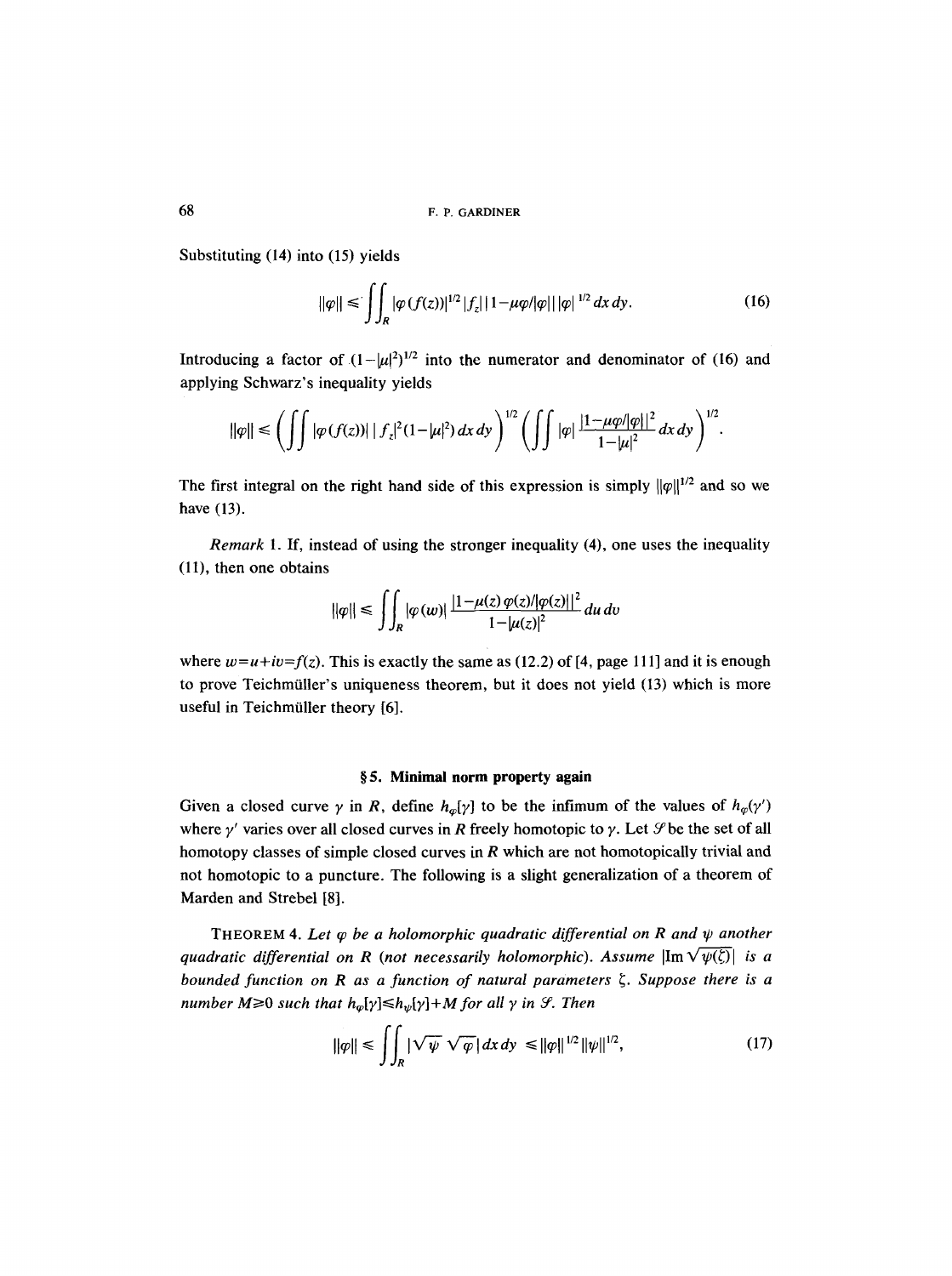Substituting (14) into (15) yields

$$\|\varphi\| \leq \iint_R |\varphi(f(z))|^{1/2} |f_z| \, |1-\mu\varphi/|\varphi|| \, |\varphi|^{1/2} \, dx\, dy. \tag{16}$$

Introducing a factor of $(1-|\mu|^2)^{1/2}$ into the numerator and denominator of (16) and applying Schwarz's inequality yields

$$\|\varphi\| \leq \left( \iint |\varphi(f(z))| \, |f_z|^2 (1-|\mu|^2) \, dx\, dy \right)^{1/2} \left( \iint |\varphi| \frac{|1-\mu\varphi/|\varphi||^2}{1-|\mu|^2} dx\, dy \right)^{1/2}.$$

The first integral on the right hand side of this expression is simply $\|\varphi\|^{1/2}$ and so we have (13).

*Remark* 1. If, instead of using the stronger inequality (4), one uses the inequality (11), then one obtains

$$\|\varphi\| \leq \iint_R |\varphi(w)| \frac{|1-\mu(z)\varphi(z)/|\varphi(z)||^2}{1-|\mu(z)|^2} du\, dv$$

where $w=u+iv=f(z)$. This is exactly the same as (12.2) of [4, page 111] and it is enough to prove Teichmüller's uniqueness theorem, but it does not yield (13) which is more useful in Teichmüller theory [6].

## § 5. Minimal norm property again

Given a closed curve $\gamma$ in $R$, define $h_\varphi[\gamma]$ to be the infimum of the values of $h_\varphi(\gamma')$ where $\gamma'$ varies over all closed curves in $R$ freely homotopic to $\gamma$. Let $\mathscr{S}$ be the set of all homotopy classes of simple closed curves in $R$ which are not homotopically trivial and not homotopic to a puncture. The following is a slight generalization of a theorem of Marden and Strebel [8].

THEOREM 4. *Let $\varphi$ be a holomorphic quadratic differential on $R$ and $\psi$ another quadratic differential on $R$ (not necessarily holomorphic). Assume $|\mathrm{Im}\sqrt{\psi(\zeta)}|$ is a bounded function on $R$ as a function of natural parameters $\zeta$. Suppose there is a number $M \geq 0$ such that $h_\varphi[\gamma] \leq h_\psi[\gamma]+M$ for all $\gamma$ in $\mathscr{S}$. Then*

$$\|\varphi\| \leq \iint_R |\sqrt{\psi}\,\sqrt{\varphi}| \, dx\, dy \leq \|\varphi\|^{1/2} \|\psi\|^{1/2}, \tag{17}$$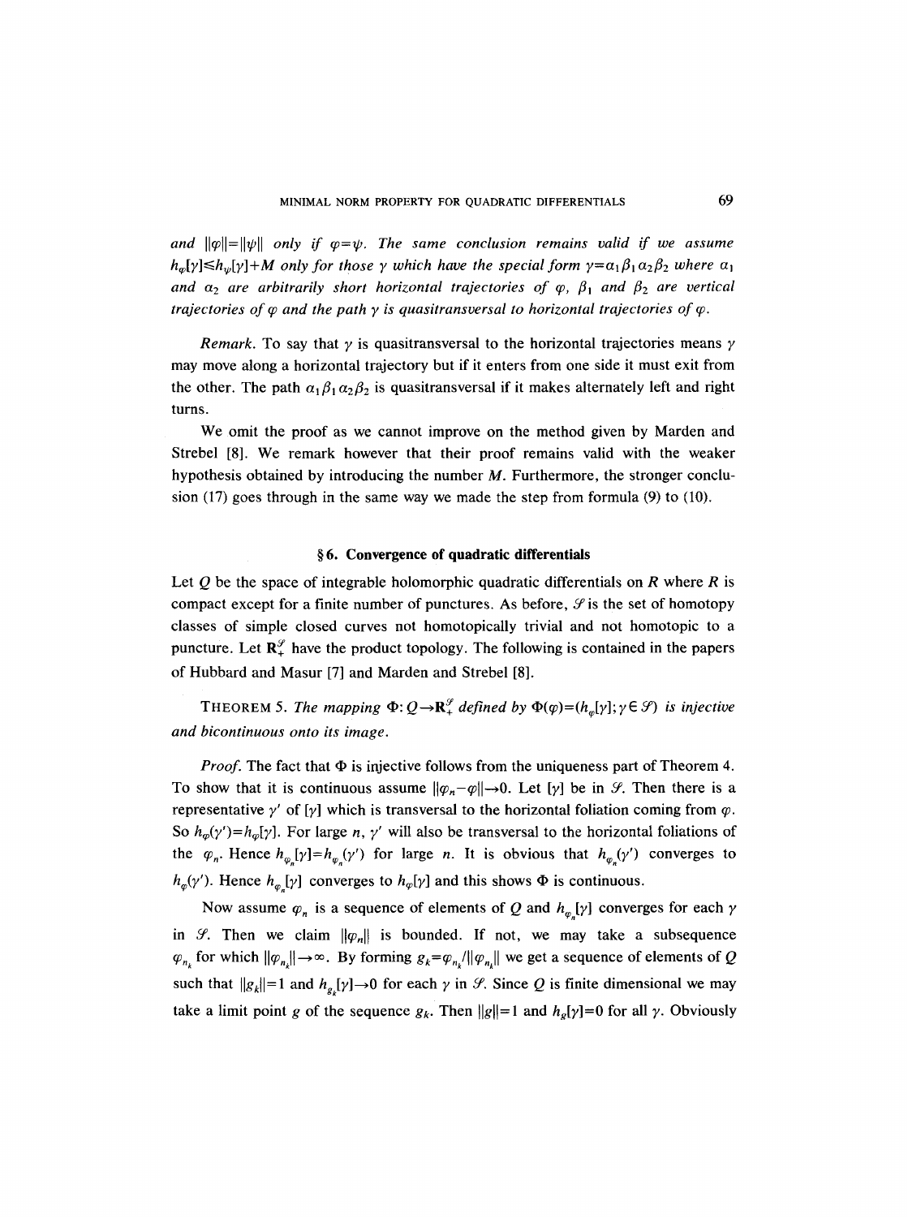*and* $\|\varphi\|=\|\psi\|$ *only if* $\varphi=\psi$. *The same conclusion remains valid if we assume* $h_\varphi[\gamma]\leq h_\psi[\gamma]+M$ *only for those* $\gamma$ *which have the special form* $\gamma=\alpha_1\beta_1\alpha_2\beta_2$ *where* $\alpha_1$ *and* $\alpha_2$ *are arbitrarily short horizontal trajectories of* $\varphi$, $\beta_1$ *and* $\beta_2$ *are vertical trajectories of* $\varphi$ *and the path* $\gamma$ *is quasitransversal to horizontal trajectories of* $\varphi$.

*Remark.* To say that $\gamma$ is quasitransversal to the horizontal trajectories means $\gamma$ may move along a horizontal trajectory but if it enters from one side it must exit from the other. The path $\alpha_1\beta_1\alpha_2\beta_2$ is quasitransversal if it makes alternately left and right turns.

We omit the proof as we cannot improve on the method given by Marden and Strebel [8]. We remark however that their proof remains valid with the weaker hypothesis obtained by introducing the number $M$. Furthermore, the stronger conclusion (17) goes through in the same way we made the step from formula (9) to (10).

## § 6. Convergence of quadratic differentials

Let $Q$ be the space of integrable holomorphic quadratic differentials on $R$ where $R$ is compact except for a finite number of punctures. As before, $\mathscr{S}$ is the set of homotopy classes of simple closed curves not homotopically trivial and not homotopic to a puncture. Let $\mathbf{R}_+^{\mathscr{S}}$ have the product topology. The following is contained in the papers of Hubbard and Masur [7] and Marden and Strebel [8].

THEOREM 5. *The mapping* $\Phi: Q\to\mathbf{R}_+^{\mathscr{S}}$ *defined by* $\Phi(\varphi)=(h_\varphi[\gamma];\gamma\in\mathscr{S})$ *is injective and bicontinuous onto its image.*

*Proof.* The fact that $\Phi$ is injective follows from the uniqueness part of Theorem 4. To show that it is continuous assume $\|\varphi_n-\varphi\|\to 0$. Let $[\gamma]$ be in $\mathscr{S}$. Then there is a representative $\gamma'$ of $[\gamma]$ which is transversal to the horizontal foliation coming from $\varphi$. So $h_\varphi(\gamma')=h_\varphi[\gamma]$. For large $n$, $\gamma'$ will also be transversal to the horizontal foliations of the $\varphi_n$. Hence $h_{\varphi_n}[\gamma]=h_{\varphi_n}(\gamma')$ for large $n$. It is obvious that $h_{\varphi_n}(\gamma')$ converges to $h_\varphi(\gamma')$. Hence $h_{\varphi_n}[\gamma]$ converges to $h_\varphi[\gamma]$ and this shows $\Phi$ is continuous.

Now assume $\varphi_n$ is a sequence of elements of $Q$ and $h_{\varphi_n}[\gamma]$ converges for each $\gamma$ in $\mathscr{S}$. Then we claim $\|\varphi_n\|$ is bounded. If not, we may take a subsequence $\varphi_{n_k}$ for which $\|\varphi_{n_k}\|\to\infty$. By forming $g_k=\varphi_{n_k}/\|\varphi_{n_k}\|$ we get a sequence of elements of $Q$ such that $\|g_k\|=1$ and $h_{g_k}[\gamma]\to 0$ for each $\gamma$ in $\mathscr{S}$. Since $Q$ is finite dimensional we may take a limit point $g$ of the sequence $g_k$. Then $\|g\|=1$ and $h_g[\gamma]=0$ for all $\gamma$. Obviously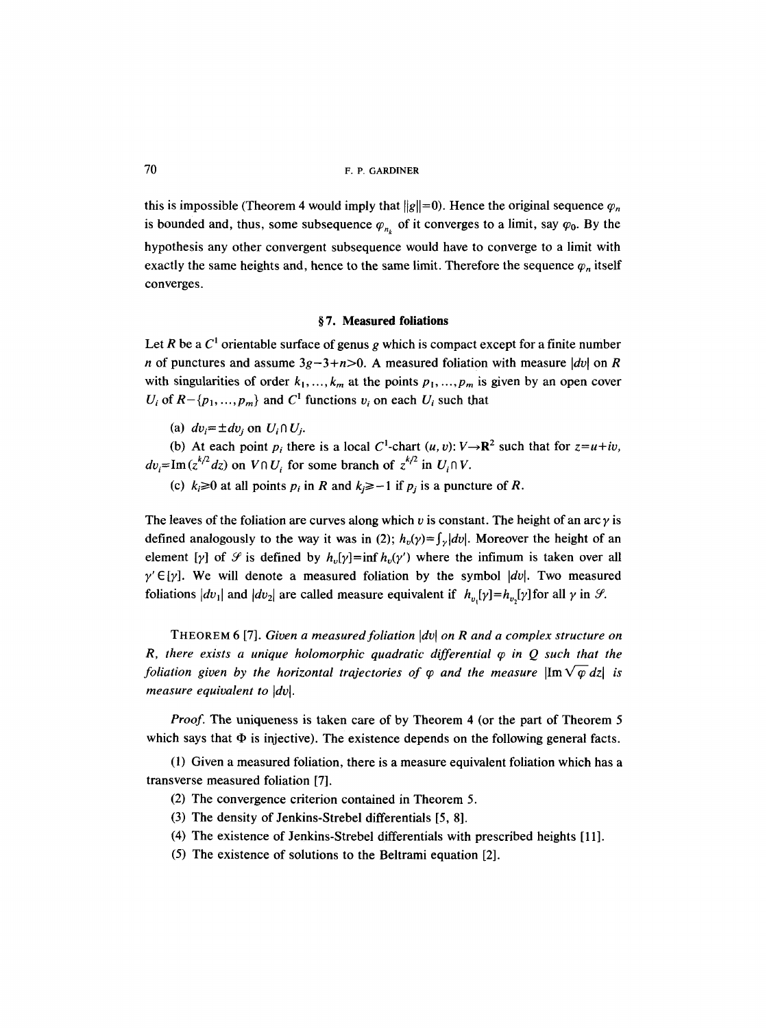this is impossible (Theorem 4 would imply that $\|g\|=0$). Hence the original sequence $\varphi_n$ is bounded and, thus, some subsequence $\varphi_{n_k}$ of it converges to a limit, say $\varphi_0$. By the hypothesis any other convergent subsequence would have to converge to a limit with exactly the same heights and, hence to the same limit. Therefore the sequence $\varphi_n$ itself converges.

## § 7. Measured foliations

Let $R$ be a $C^1$ orientable surface of genus $g$ which is compact except for a finite number $n$ of punctures and assume $3g-3+n>0$. A measured foliation with measure $|dv|$ on $R$ with singularities of order $k_1, \ldots, k_m$ at the points $p_1, \ldots, p_m$ is given by an open cover $U_i$ of $R-\{p_1, \ldots, p_m\}$ and $C^1$ functions $v_i$ on each $U_i$ such that

(a) $dv_i = \pm dv_j$ on $U_i \cap U_j$.

(b) At each point $p_i$ there is a local $C^1$-chart $(u, v)$: $V \to \mathbf{R}^2$ such that for $z=u+iv$, $dv_i = \operatorname{Im}(z^{k_i/2}dz)$ on $V \cap U_i$ for some branch of $z^{k_i/2}$ in $U_i \cap V$.

(c) $k_i \geq 0$ at all points $p_i$ in $R$ and $k_j \geq -1$ if $p_j$ is a puncture of $R$.

The leaves of the foliation are curves along which $v$ is constant. The height of an arc $\gamma$ is defined analogously to the way it was in (2); $h_v(\gamma) = \int_\gamma |dv|$. Moreover the height of an element $[\gamma]$ of $\mathcal{S}$ is defined by $h_v[\gamma] = \inf h_v(\gamma')$ where the infimum is taken over all $\gamma' \in [\gamma]$. We will denote a measured foliation by the symbol $|dv|$. Two measured foliations $|dv_1|$ and $|dv_2|$ are called measure equivalent if $h_{v_1}[\gamma] = h_{v_2}[\gamma]$ for all $\gamma$ in $\mathcal{S}$.

THEOREM 6 [7]. *Given a measured foliation $|dv|$ on $R$ and a complex structure on $R$, there exists a unique holomorphic quadratic differential $\varphi$ in $Q$ such that the foliation given by the horizontal trajectories of $\varphi$ and the measure $|\operatorname{Im}\sqrt{\varphi}\,dz|$ is measure equivalent to $|dv|$.*

*Proof.* The uniqueness is taken care of by Theorem 4 (or the part of Theorem 5 which says that $\Phi$ is injective). The existence depends on the following general facts.

(1) Given a measured foliation, there is a measure equivalent foliation which has a transverse measured foliation [7].

(2) The convergence criterion contained in Theorem 5.

(3) The density of Jenkins-Strebel differentials [5, 8].

(4) The existence of Jenkins-Strebel differentials with prescribed heights [11].

(5) The existence of solutions to the Beltrami equation [2].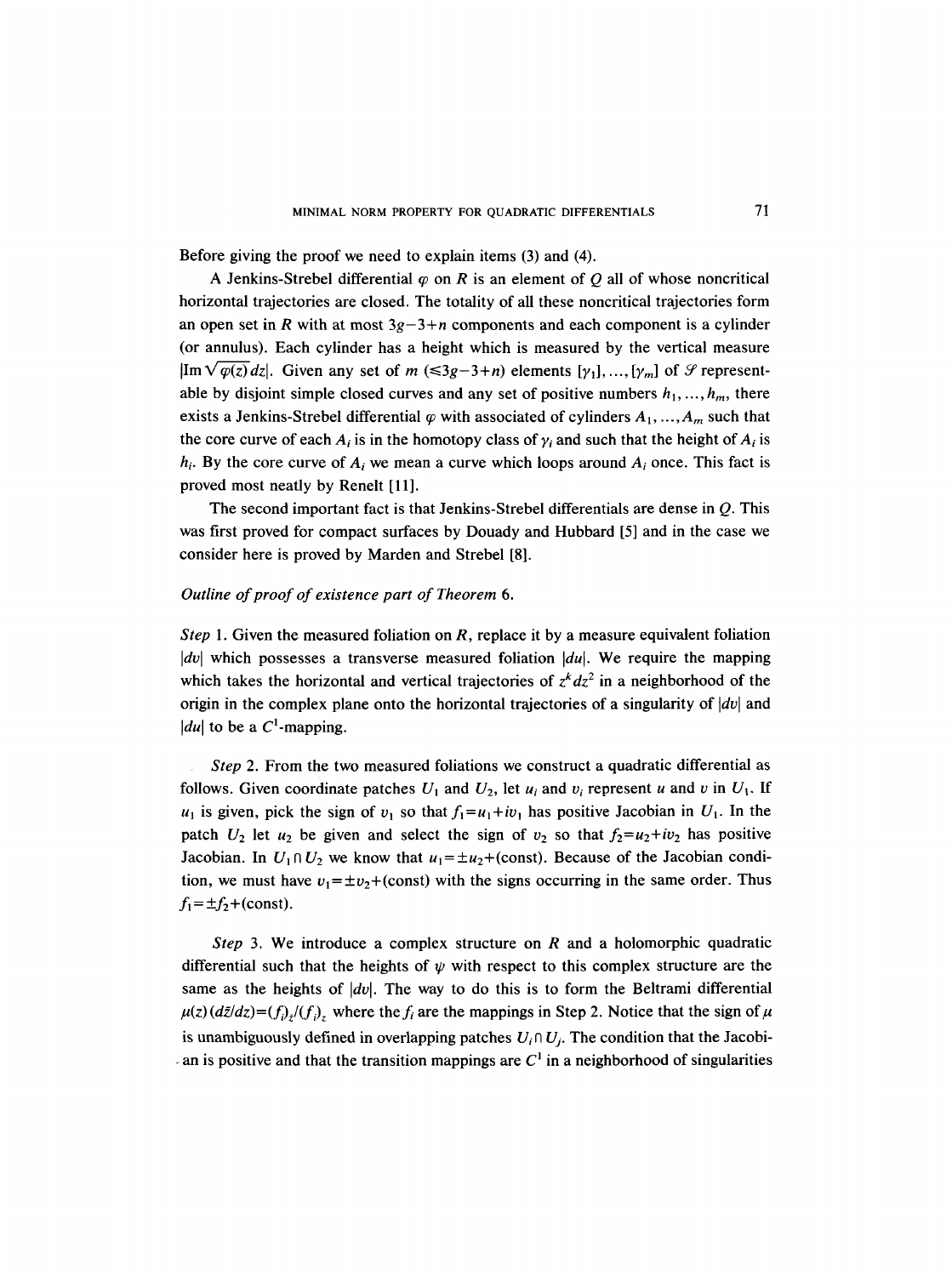Before giving the proof we need to explain items (3) and (4).

A Jenkins-Strebel differential $\varphi$ on $R$ is an element of $Q$ all of whose noncritical horizontal trajectories are closed. The totality of all these noncritical trajectories form an open set in $R$ with at most $3g-3+n$ components and each component is a cylinder (or annulus). Each cylinder has a height which is measured by the vertical measure $|\mathrm{Im}\sqrt{\varphi(z)}\,dz|$. Given any set of $m$ ($\leq 3g-3+n$) elements $[\gamma_1], \ldots, [\gamma_m]$ of $\mathcal{S}$ representable by disjoint simple closed curves and any set of positive numbers $h_1, \ldots, h_m$, there exists a Jenkins-Strebel differential $\varphi$ with associated of cylinders $A_1, \ldots, A_m$ such that the core curve of each $A_i$ is in the homotopy class of $\gamma_i$ and such that the height of $A_i$ is $h_i$. By the core curve of $A_i$ we mean a curve which loops around $A_i$ once. This fact is proved most neatly by Renelt [11].

The second important fact is that Jenkins-Strebel differentials are dense in $Q$. This was first proved for compact surfaces by Douady and Hubbard [5] and in the case we consider here is proved by Marden and Strebel [8].

*Outline of proof of existence part of Theorem 6.*

*Step* 1. Given the measured foliation on $R$, replace it by a measure equivalent foliation $|dv|$ which possesses a transverse measured foliation $|du|$. We require the mapping which takes the horizontal and vertical trajectories of $z^k dz^2$ in a neighborhood of the origin in the complex plane onto the horizontal trajectories of a singularity of $|dv|$ and $|du|$ to be a $C^1$-mapping.

*Step* 2. From the two measured foliations we construct a quadratic differential as follows. Given coordinate patches $U_1$ and $U_2$, let $u_i$ and $v_i$ represent $u$ and $v$ in $U_1$. If $u_1$ is given, pick the sign of $v_1$ so that $f_1 = u_1 + iv_1$ has positive Jacobian in $U_1$. In the patch $U_2$ let $u_2$ be given and select the sign of $v_2$ so that $f_2 = u_2 + iv_2$ has positive Jacobian. In $U_1 \cap U_2$ we know that $u_1 = \pm u_2 + (\text{const})$. Because of the Jacobian condition, we must have $v_1 = \pm v_2 + (\text{const})$ with the signs occurring in the same order. Thus $f_1 = \pm f_2 + (\text{const})$.

*Step* 3. We introduce a complex structure on $R$ and a holomorphic quadratic differential such that the heights of $\psi$ with respect to this complex structure are the same as the heights of $|dv|$. The way to do this is to form the Beltrami differential $\mu(z)\,(d\bar{z}/dz) = (f_i)_{\bar{z}}/(f_i)_z$ where the $f_i$ are the mappings in Step 2. Notice that the sign of $\mu$ is unambiguously defined in overlapping patches $U_i \cap U_j$. The condition that the Jacobian is positive and that the transition mappings are $C^1$ in a neighborhood of singularities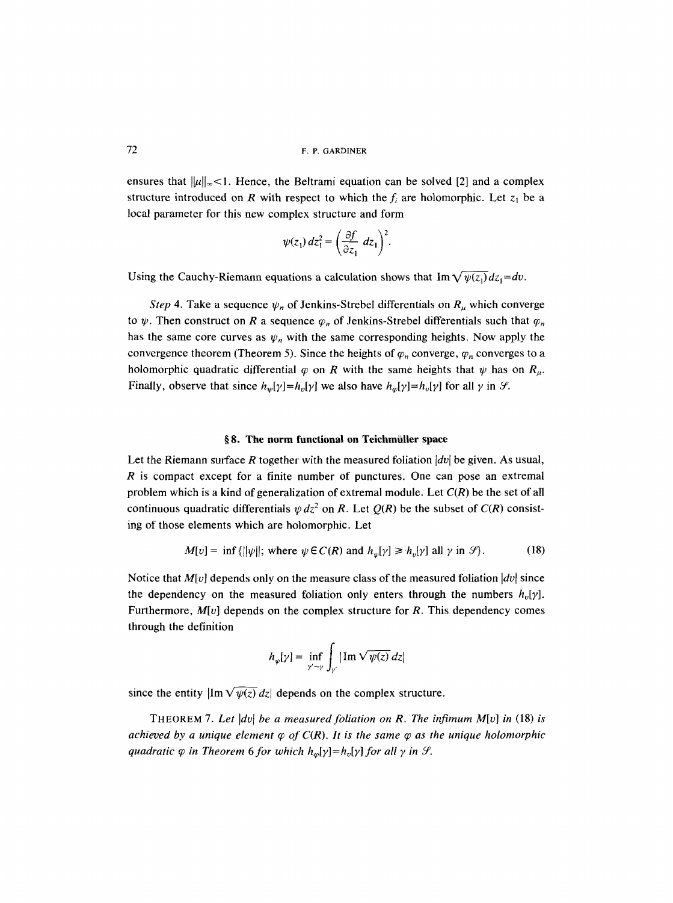ensures that $\|\mu\|_\infty<1$. Hence, the Beltrami equation can be solved [2] and a complex structure introduced on $R$ with respect to which the $f_i$ are holomorphic. Let $z_1$ be a local parameter for this new complex structure and form

$$\psi(z_1)\,dz_1^2=\left(\frac{\partial f}{\partial z_1}\,dz_1\right)^2.$$

Using the Cauchy-Riemann equations a calculation shows that $\operatorname{Im}\sqrt{\psi(z_1)}\,dz_1=dv$.

*Step* 4. Take a sequence $\psi_n$ of Jenkins-Strebel differentials on $R_\mu$ which converge to $\psi$. Then construct on $R$ a sequence $\varphi_n$ of Jenkins-Strebel differentials such that $\varphi_n$ has the same core curves as $\psi_n$ with the same corresponding heights. Now apply the convergence theorem (Theorem 5). Since the heights of $\varphi_n$ converge, $\varphi_n$ converges to a holomorphic quadratic differential $\varphi$ on $R$ with the same heights that $\psi$ has on $R_\mu$. Finally, observe that since $h_\psi[\gamma]=h_v[\gamma]$ we also have $h_\varphi[\gamma]=h_v[\gamma]$ for all $\gamma$ in $\mathcal{S}$.

## § 8. The norm functional on Teichmüller space

Let the Riemann surface $R$ together with the measured foliation $|dv|$ be given. As usual, $R$ is compact except for a finite number of punctures. One can pose an extremal problem which is a kind of generalization of extremal module. Let $C(R)$ be the set of all continuous quadratic differentials $\psi\,dz^2$ on $R$. Let $Q(R)$ be the subset of $C(R)$ consisting of those elements which are holomorphic. Let

$$M[v]=\inf\{\|\psi\|;\ \text{where } \psi\in C(R) \text{ and } h_\psi[\gamma]\geq h_v[\gamma] \text{ all } \gamma \text{ in } \mathcal{S}\}. \tag{18}$$

Notice that $M[v]$ depends only on the measure class of the measured foliation $|dv|$ since the dependency on the measured foliation only enters through the numbers $h_v[\gamma]$. Furthermore, $M[v]$ depends on the complex structure for $R$. This dependency comes through the definition

$$h_\psi[\gamma]=\inf_{\gamma'\sim\gamma}\int_{\gamma'}|\operatorname{Im}\sqrt{\psi(z)}\,dz|$$

since the entity $|\operatorname{Im}\sqrt{\psi(z)}\,dz|$ depends on the complex structure.

THEOREM 7. *Let $|dv|$ be a measured foliation on $R$. The infimum $M[v]$ in* (18) *is achieved by a unique element $\varphi$ of $C(R)$. It is the same $\varphi$ as the unique holomorphic quadratic $\varphi$ in Theorem* 6 *for which $h_\varphi[\gamma]=h_v[\gamma]$ for all $\gamma$ in $\mathcal{S}$.*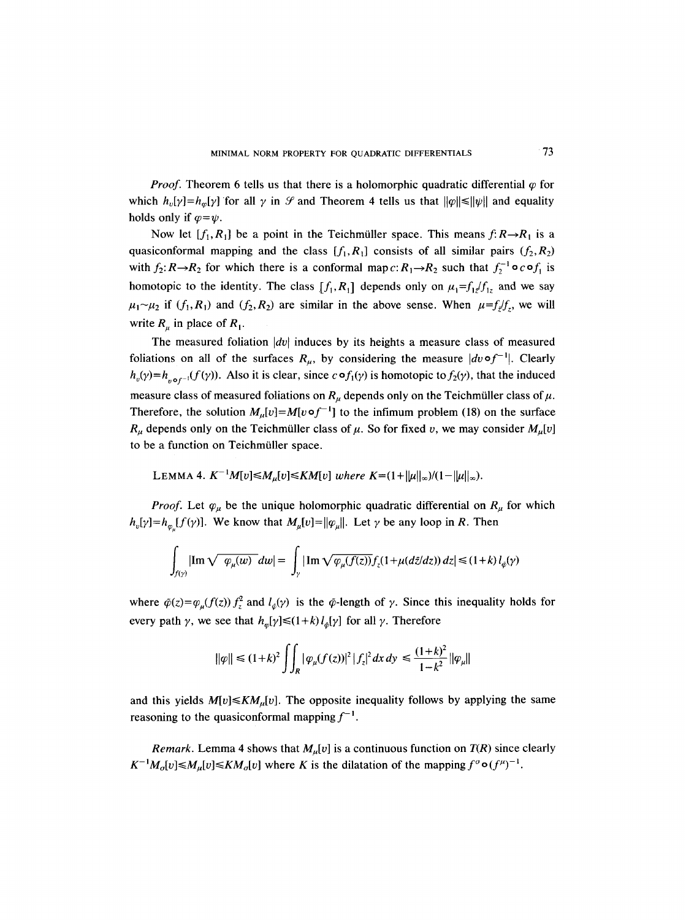*Proof.* Theorem 6 tells us that there is a holomorphic quadratic differential $\varphi$ for which $h_v[\gamma]=h_\varphi[\gamma]$ for all $\gamma$ in $\mathcal{S}$ and Theorem 4 tells us that $\|\varphi\|\leq\|\psi\|$ and equality holds only if $\varphi=\psi$.

Now let $[f_1,R_1]$ be a point in the Teichmüller space. This means $f\colon R\to R_1$ is a quasiconformal mapping and the class $[f_1,R_1]$ consists of all similar pairs $(f_2,R_2)$ with $f_2\colon R\to R_2$ for which there is a conformal map $c\colon R_1\to R_2$ such that $f_2^{-1}\circ c\circ f_1$ is homotopic to the identity. The class $[f_1,R_1]$ depends only on $\mu_1=f_{1\bar z}/f_{1z}$ and we say $\mu_1\sim\mu_2$ if $(f_1,R_1)$ and $(f_2,R_2)$ are similar in the above sense. When $\mu=f_{\bar z}/f_z$, we will write $R_\mu$ in place of $R_1$.

The measured foliation $|dv|$ induces by its heights a measure class of measured foliations on all of the surfaces $R_\mu$, by considering the measure $|dv\circ f^{-1}|$. Clearly $h_v(\gamma)=h_{v\circ f^{-1}}(f(\gamma))$. Also it is clear, since $c\circ f_1(\gamma)$ is homotopic to $f_2(\gamma)$, that the induced measure class of measured foliations on $R_\mu$ depends only on the Teichmüller class of $\mu$. Therefore, the solution $M_\mu[v]=M[v\circ f^{-1}]$ to the infimum problem (18) on the surface $R_\mu$ depends only on the Teichmüller class of $\mu$. So for fixed $v$, we may consider $M_\mu[v]$ to be a function on Teichmüller space.

LEMMA 4. *$K^{-1}M[v]\leq M_\mu[v]\leq KM[v]$ where $K=(1+\|\mu\|_\infty)/(1-\|\mu\|_\infty)$.*

*Proof.* Let $\varphi_\mu$ be the unique holomorphic quadratic differential on $R_\mu$ for which $h_v[\gamma]=h_{\varphi_\mu}[f(\gamma)]$. We know that $M_\mu[v]=\|\varphi_\mu\|$. Let $\gamma$ be any loop in $R$. Then

$$\int_{f(\gamma)}|\operatorname{Im}\sqrt{\varphi_\mu(w)}\,dw|=\int_\gamma|\operatorname{Im}\sqrt{\varphi_\mu(f(z))}f_z(1+\mu(d\bar z/dz))\,dz|\leq(1+k)\,l_{\tilde\varphi}(\gamma)$$

where $\tilde\varphi(z)=\varphi_\mu(f(z))f_z^2$ and $l_{\tilde\varphi}(\gamma)$ is the $\tilde\varphi$-length of $\gamma$. Since this inequality holds for every path $\gamma$, we see that $h_\varphi[\gamma]\leq(1+k)\,l_{\tilde\varphi}[\gamma]$ for all $\gamma$. Therefore

$$\|\varphi\|\leq(1+k)^2\iint_R|\varphi_\mu(f(z))|^2|f_z|^2\,dx\,dy\leq\frac{(1+k)^2}{1-k^2}\|\varphi_\mu\|$$

and this yields $M[v]\leq KM_\mu[v]$. The opposite inequality follows by applying the same reasoning to the quasiconformal mapping $f^{-1}$.

*Remark.* Lemma 4 shows that $M_\mu[v]$ is a continuous function on $T(R)$ since clearly $K^{-1}M_\sigma[v]\leq M_\mu[v]\leq KM_\sigma[v]$ where $K$ is the dilatation of the mapping $f^\sigma\circ(f^\mu)^{-1}$.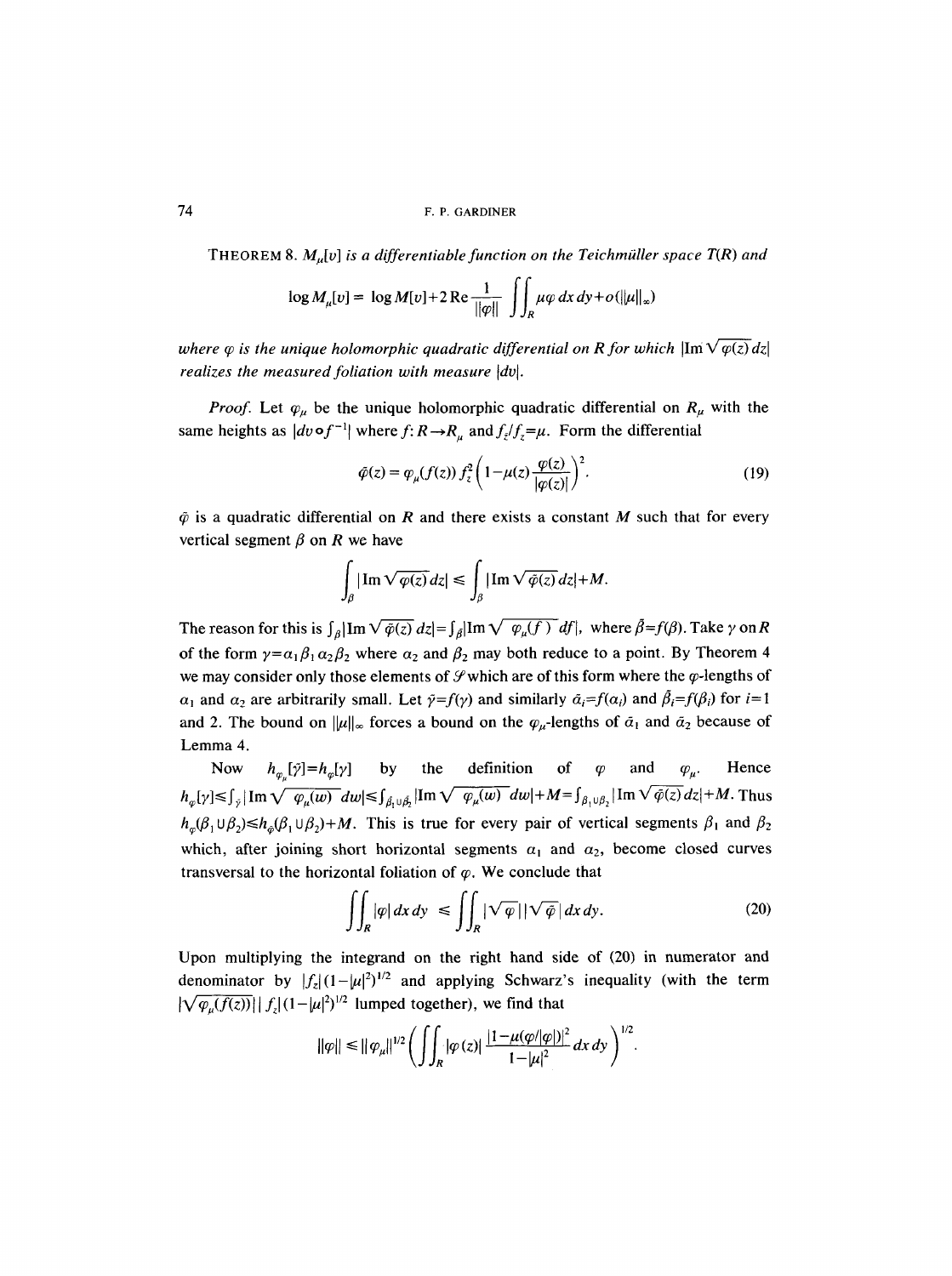THEOREM 8. *$M_\mu[v]$ is a differentiable function on the Teichmüller space $T(R)$ and*

$$\log M_\mu[v] = \log M[v] + 2\,\mathrm{Re}\frac{1}{\|\varphi\|}\iint_R \mu\varphi\, dx\, dy + o(\|\mu\|_\infty)$$

*where $\varphi$ is the unique holomorphic quadratic differential on $R$ for which $|\mathrm{Im}\sqrt{\varphi(z)}\,dz|$ realizes the measured foliation with measure $|dv|$.*

*Proof.* Let $\varphi_\mu$ be the unique holomorphic quadratic differential on $R_\mu$ with the same heights as $|dv \circ f^{-1}|$ where $f: R \to R_\mu$ and $f_{\bar z}/f_z = \mu$. Form the differential

$$\tilde\varphi(z) = \varphi_\mu(f(z))\, f_z^2 \left(1 - \mu(z)\frac{\overline{\varphi(z)}}{|\varphi(z)|}\right)^2. \tag{19}$$

$\tilde\varphi$ is a quadratic differential on $R$ and there exists a constant $M$ such that for every vertical segment $\beta$ on $R$ we have

$$\int_\beta |\mathrm{Im}\sqrt{\varphi(z)}\,dz| \leqslant \int_\beta |\mathrm{Im}\sqrt{\tilde\varphi(z)}\,dz| + M.$$

The reason for this is $\int_\beta |\mathrm{Im}\sqrt{\tilde\varphi(z)}\,dz| = \int_{\tilde\beta} |\mathrm{Im}\sqrt{\varphi_\mu(f)}\,df|$, where $\tilde\beta = f(\beta)$. Take $\gamma$ on $R$ of the form $\gamma = \alpha_1\beta_1\alpha_2\beta_2$ where $\alpha_2$ and $\beta_2$ may both reduce to a point. By Theorem 4 we may consider only those elements of $\mathscr{S}$ which are of this form where the $\varphi$-lengths of $\alpha_1$ and $\alpha_2$ are arbitrarily small. Let $\tilde\gamma = f(\gamma)$ and similarly $\tilde\alpha_i = f(\alpha_i)$ and $\tilde\beta_i = f(\beta_i)$ for $i = 1$ and 2. The bound on $\|\mu\|_\infty$ forces a bound on the $\varphi_\mu$-lengths of $\tilde\alpha_1$ and $\tilde\alpha_2$ because of Lemma 4.

Now $h_{\varphi_\mu}[\tilde\gamma] = h_\varphi[\gamma]$ by the definition of $\varphi$ and $\varphi_\mu$. Hence $h_\varphi[\gamma] \leqslant \int_{\tilde\gamma} |\mathrm{Im}\sqrt{\varphi_\mu(w)}\,dw| \leqslant \int_{\tilde\beta_1 \cup \tilde\beta_2} |\mathrm{Im}\sqrt{\varphi_\mu(w)}\,dw| + M = \int_{\beta_1 \cup \beta_2} |\mathrm{Im}\sqrt{\tilde\varphi(z)}\,dz| + M$. Thus $h_\varphi(\beta_1 \cup \beta_2) \leqslant h_{\tilde\varphi}(\beta_1 \cup \beta_2) + M$. This is true for every pair of vertical segments $\beta_1$ and $\beta_2$ which, after joining short horizontal segments $\alpha_1$ and $\alpha_2$, become closed curves transversal to the horizontal foliation of $\varphi$. We conclude that

$$\iint_R |\varphi|\, dx\, dy \leqslant \iint_R |\sqrt{\varphi}|\,|\sqrt{\tilde\varphi}|\, dx\, dy. \tag{20}$$

Upon multiplying the integrand on the right hand side of (20) in numerator and denominator by $|f_z|(1-|\mu|^2)^{1/2}$ and applying Schwarz's inequality (with the term $|\sqrt{\varphi_\mu(f(z))}|\,|f_z|(1-|\mu|^2)^{1/2}$ lumped together), we find that

$$\|\varphi\| \leqslant \|\varphi_\mu\|^{1/2} \left(\iint_R |\varphi(z)| \frac{|1-\mu(\bar\varphi/|\varphi|)|^2}{1-|\mu|^2}\, dx\, dy\right)^{1/2}.$$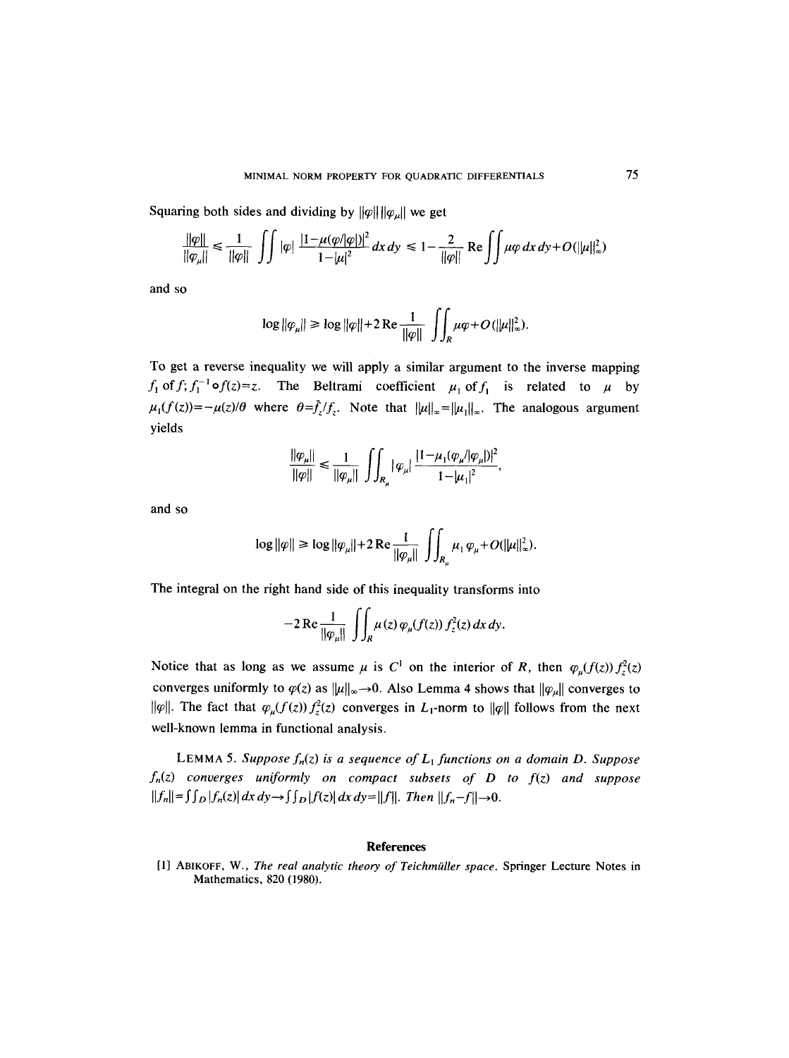Squaring both sides and dividing by $\|\varphi\|\,\|\varphi_\mu\|$ we get

$$\frac{\|\varphi\|}{\|\varphi_\mu\|} \leqslant \frac{1}{\|\varphi\|} \iint |\varphi| \frac{|1-\mu(\varphi/|\varphi|)|^2}{1-|\mu|^2}\,dx\,dy \leqslant 1 - \frac{2}{\|\varphi\|} \operatorname{Re} \iint \mu\varphi\,dx\,dy + O(\|\mu\|_\infty^2)$$

and so

$$\log \|\varphi_\mu\| \geqslant \log \|\varphi\| + 2 \operatorname{Re} \frac{1}{\|\varphi\|} \iint_R \mu\varphi + O(\|\mu\|_\infty^2).$$

To get a reverse inequality we will apply a similar argument to the inverse mapping $f_1$ of $f$; $f_1^{-1} \circ f(z) = z$. The Beltrami coefficient $\mu_1$ of $f_1$ is related to $\mu$ by $\mu_1(f(z)) = -\mu(z)/\theta$ where $\theta = \bar{f}_{\bar{z}}/f_z$. Note that $\|\mu\|_\infty = \|\mu_1\|_\infty$. The analogous argument yields

$$\frac{\|\varphi_\mu\|}{\|\varphi\|} \leqslant \frac{1}{\|\varphi_\mu\|} \iint_{R_\mu} |\varphi_\mu| \frac{|1-\mu_1(\varphi_\mu/|\varphi_\mu|)|^2}{1-|\mu_1|^2},$$

and so

$$\log \|\varphi\| \geqslant \log \|\varphi_\mu\| + 2 \operatorname{Re} \frac{1}{\|\varphi_\mu\|} \iint_{R_\mu} \mu_1 \varphi_\mu + O(\|\mu\|_\infty^2).$$

The integral on the right hand side of this inequality transforms into

$$-2 \operatorname{Re} \frac{1}{\|\varphi_\mu\|} \iint_R \mu(z)\, \varphi_\mu(f(z))\, f_z^2(z)\,dx\,dy.$$

Notice that as long as we assume $\mu$ is $C^1$ on the interior of $R$, then $\varphi_\mu(f(z))\,f_z^2(z)$ converges uniformly to $\varphi(z)$ as $\|\mu\|_\infty \to 0$. Also Lemma 4 shows that $\|\varphi_\mu\|$ converges to $\|\varphi\|$. The fact that $\varphi_\mu(f(z))\,f_z^2(z)$ converges in $L_1$-norm to $\|\varphi\|$ follows from the next well-known lemma in functional analysis.

LEMMA 5. *Suppose $f_n(z)$ is a sequence of $L_1$ functions on a domain $D$. Suppose $f_n(z)$ converges uniformly on compact subsets of $D$ to $f(z)$ and suppose $\|f_n\| = \iint_D |f_n(z)|\,dx\,dy \to \iint_D |f(z)|\,dx\,dy = \|f\|$. Then $\|f_n - f\| \to 0$.*

## References

[1] ABIKOFF, W., *The real analytic theory of Teichmüller space*. Springer Lecture Notes in Mathematics, 820 (1980).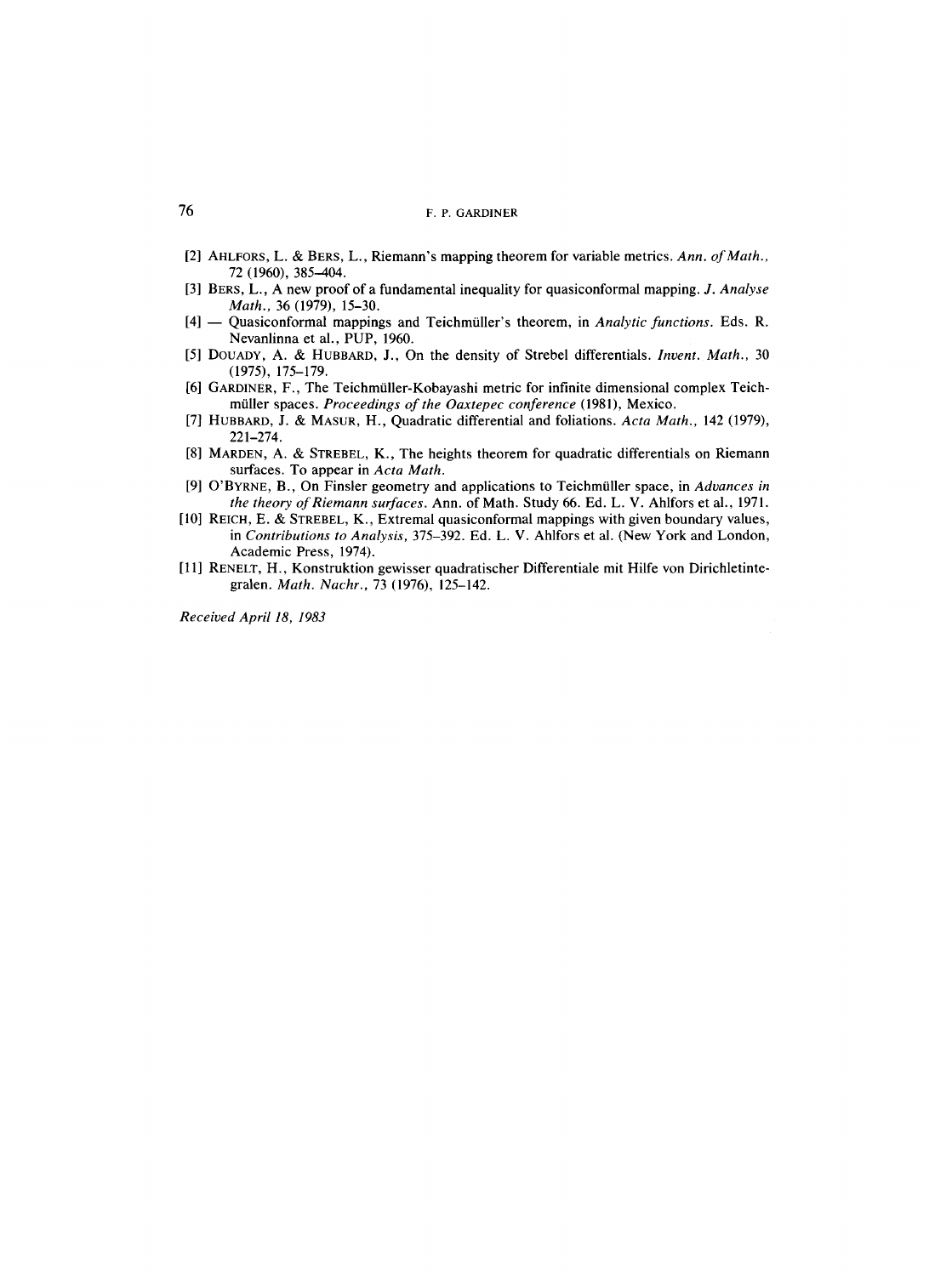[2] Ahlfors, L. & Bers, L., Riemann's mapping theorem for variable metrics. *Ann. of Math.*, 72 (1960), 385–404.

[3] Bers, L., A new proof of a fundamental inequality for quasiconformal mapping. *J. Analyse Math.*, 36 (1979), 15–30.

[4] — Quasiconformal mappings and Teichmüller's theorem, in *Analytic functions*. Eds. R. Nevanlinna et al., PUP, 1960.

[5] Douady, A. & Hubbard, J., On the density of Strebel differentials. *Invent. Math.*, 30 (1975), 175–179.

[6] Gardiner, F., The Teichmüller-Kobayashi metric for infinite dimensional complex Teichmüller spaces. *Proceedings of the Oaxtepec conference* (1981), Mexico.

[7] Hubbard, J. & Masur, H., Quadratic differential and foliations. *Acta Math.*, 142 (1979), 221–274.

[8] Marden, A. & Strebel, K., The heights theorem for quadratic differentials on Riemann surfaces. To appear in *Acta Math.*

[9] O'Byrne, B., On Finsler geometry and applications to Teichmüller space, in *Advances in the theory of Riemann surfaces*. Ann. of Math. Study 66. Ed. L. V. Ahlfors et al., 1971.

[10] Reich, E. & Strebel, K., Extremal quasiconformal mappings with given boundary values, in *Contributions to Analysis*, 375–392. Ed. L. V. Ahlfors et al. (New York and London, Academic Press, 1974).

[11] Renelt, H., Konstruktion gewisser quadratischer Differentiale mit Hilfe von Dirichletintegralen. *Math. Nachr.*, 73 (1976), 125–142.

*Received April 18, 1983*